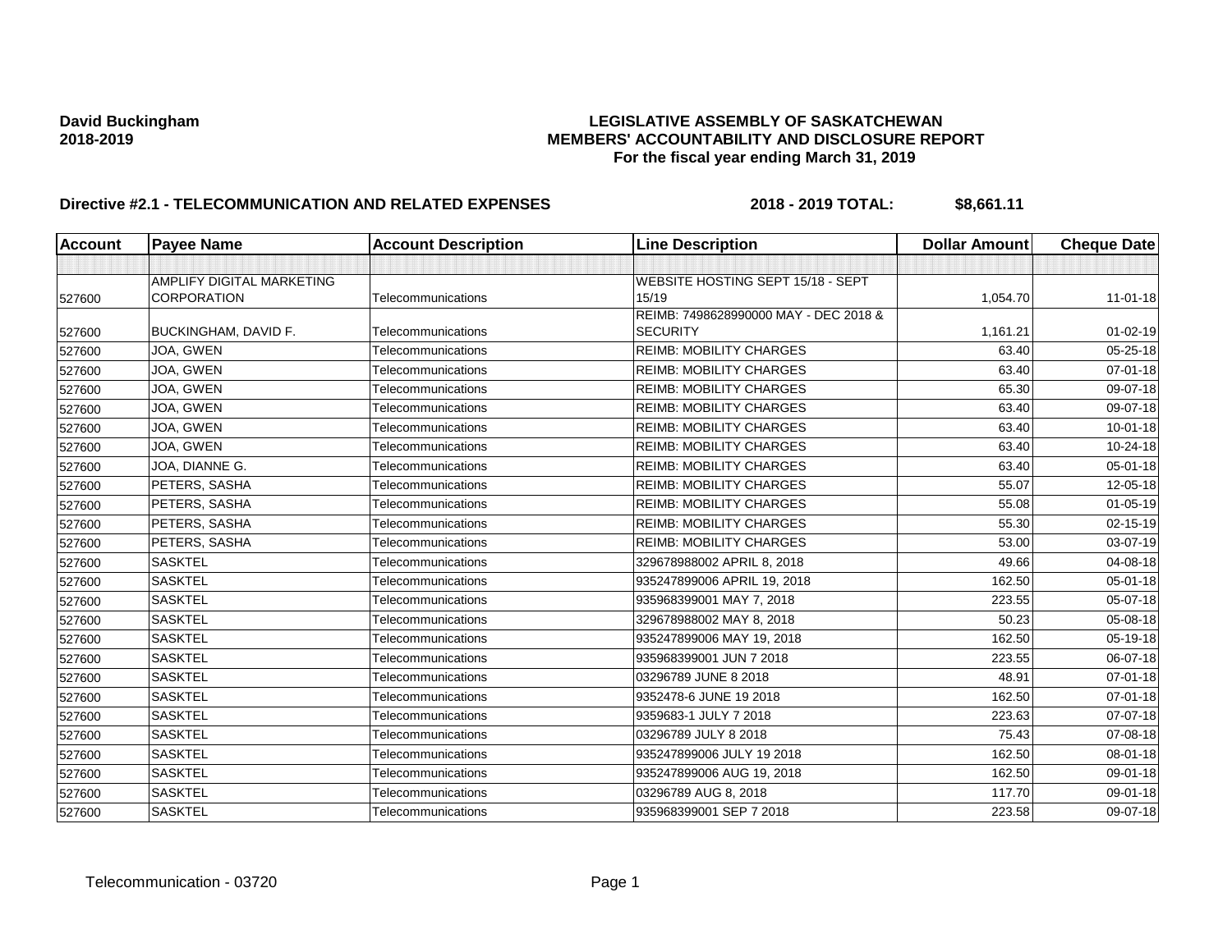**David Buckingham**
**2018-2019**

**LEGISLATIVE ASSEMBLY OF SASKATCHEWAN**
**MEMBERS' ACCOUNTABILITY AND DISCLOSURE REPORT**
**For the fiscal year ending March 31, 2019**

**Directive #2.1 - TELECOMMUNICATION AND RELATED EXPENSES** **2018 - 2019 TOTAL: $8,661.11**

| Account | Payee Name | Account Description | Line Description | Dollar Amount | Cheque Date |
|---|---|---|---|---|---|
| | | | | | |
| 527600 | AMPLIFY DIGITAL MARKETING CORPORATION | Telecommunications | WEBSITE HOSTING SEPT 15/18 - SEPT 15/19 | 1,054.70 | 11-01-18 |
| 527600 | BUCKINGHAM, DAVID F. | Telecommunications | REIMB: 7498628990000 MAY - DEC 2018 & SECURITY | 1,161.21 | 01-02-19 |
| 527600 | JOA, GWEN | Telecommunications | REIMB: MOBILITY CHARGES | 63.40 | 05-25-18 |
| 527600 | JOA, GWEN | Telecommunications | REIMB: MOBILITY CHARGES | 63.40 | 07-01-18 |
| 527600 | JOA, GWEN | Telecommunications | REIMB: MOBILITY CHARGES | 65.30 | 09-07-18 |
| 527600 | JOA, GWEN | Telecommunications | REIMB: MOBILITY CHARGES | 63.40 | 09-07-18 |
| 527600 | JOA, GWEN | Telecommunications | REIMB: MOBILITY CHARGES | 63.40 | 10-01-18 |
| 527600 | JOA, GWEN | Telecommunications | REIMB: MOBILITY CHARGES | 63.40 | 10-24-18 |
| 527600 | JOA, DIANNE G. | Telecommunications | REIMB: MOBILITY CHARGES | 63.40 | 05-01-18 |
| 527600 | PETERS, SASHA | Telecommunications | REIMB: MOBILITY CHARGES | 55.07 | 12-05-18 |
| 527600 | PETERS, SASHA | Telecommunications | REIMB: MOBILITY CHARGES | 55.08 | 01-05-19 |
| 527600 | PETERS, SASHA | Telecommunications | REIMB: MOBILITY CHARGES | 55.30 | 02-15-19 |
| 527600 | PETERS, SASHA | Telecommunications | REIMB: MOBILITY CHARGES | 53.00 | 03-07-19 |
| 527600 | SASKTEL | Telecommunications | 329678988002 APRIL 8, 2018 | 49.66 | 04-08-18 |
| 527600 | SASKTEL | Telecommunications | 935247899006 APRIL 19, 2018 | 162.50 | 05-01-18 |
| 527600 | SASKTEL | Telecommunications | 935968399001 MAY 7, 2018 | 223.55 | 05-07-18 |
| 527600 | SASKTEL | Telecommunications | 329678988002 MAY 8, 2018 | 50.23 | 05-08-18 |
| 527600 | SASKTEL | Telecommunications | 935247899006 MAY 19, 2018 | 162.50 | 05-19-18 |
| 527600 | SASKTEL | Telecommunications | 935968399001 JUN 7 2018 | 223.55 | 06-07-18 |
| 527600 | SASKTEL | Telecommunications | 03296789 JUNE 8 2018 | 48.91 | 07-01-18 |
| 527600 | SASKTEL | Telecommunications | 9352478-6 JUNE 19 2018 | 162.50 | 07-01-18 |
| 527600 | SASKTEL | Telecommunications | 9359683-1 JULY 7 2018 | 223.63 | 07-07-18 |
| 527600 | SASKTEL | Telecommunications | 03296789 JULY 8 2018 | 75.43 | 07-08-18 |
| 527600 | SASKTEL | Telecommunications | 935247899006 JULY 19 2018 | 162.50 | 08-01-18 |
| 527600 | SASKTEL | Telecommunications | 935247899006 AUG 19, 2018 | 162.50 | 09-01-18 |
| 527600 | SASKTEL | Telecommunications | 03296789 AUG 8, 2018 | 117.70 | 09-01-18 |
| 527600 | SASKTEL | Telecommunications | 935968399001 SEP 7 2018 | 223.58 | 09-07-18 |

Telecommunication - 03720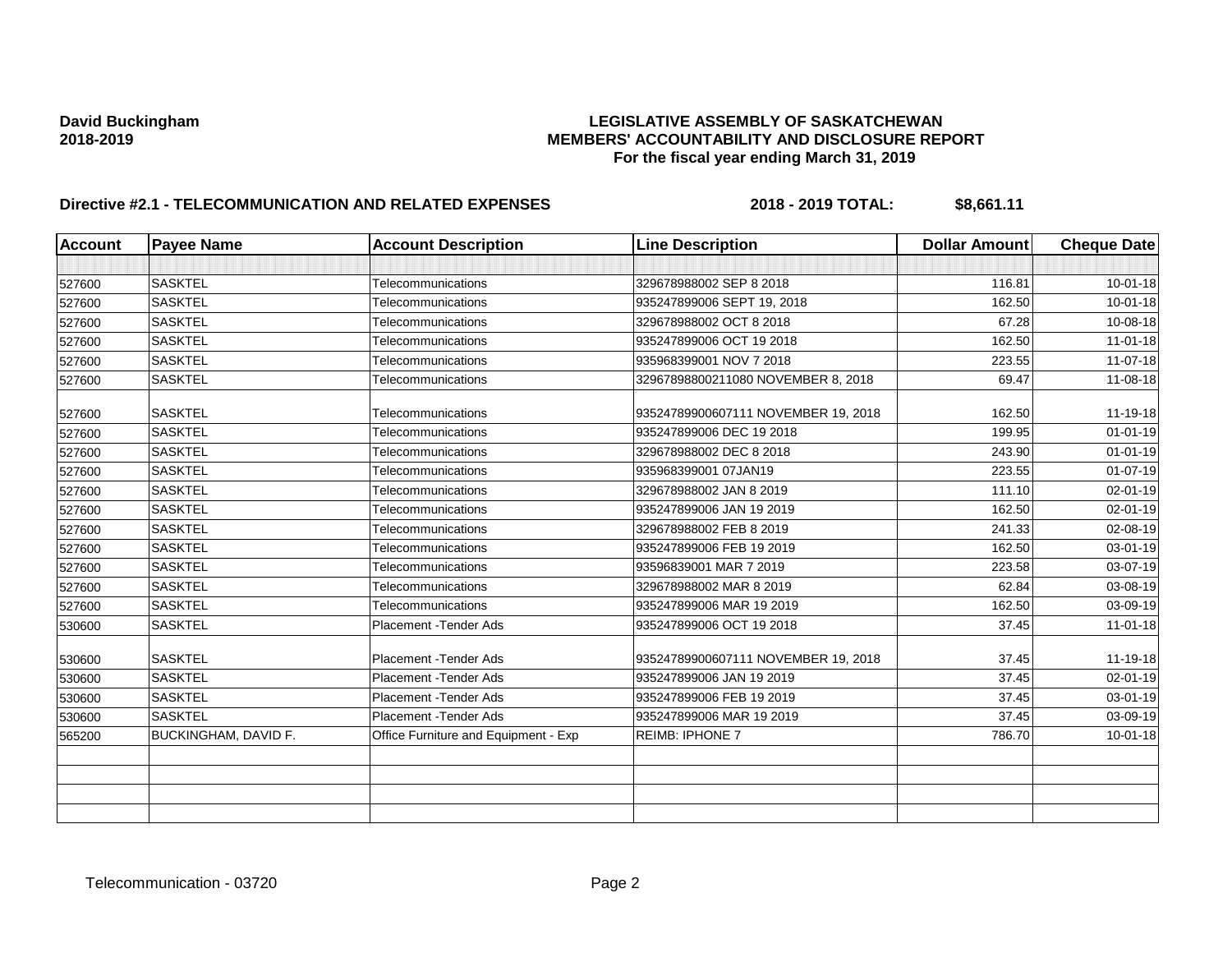**David Buckingham**
**2018-2019**

**LEGISLATIVE ASSEMBLY OF SASKATCHEWAN**
**MEMBERS' ACCOUNTABILITY AND DISCLOSURE REPORT**
**For the fiscal year ending March 31, 2019**

## Directive #2.1 - TELECOMMUNICATION AND RELATED EXPENSES — 2018 - 2019 TOTAL: $8,661.11

| Account | Payee Name | Account Description | Line Description | Dollar Amount | Cheque Date |
|---|---|---|---|---|---|
| | | | | | |
| 527600 | SASKTEL | Telecommunications | 329678988002 SEP 8 2018 | 116.81 | 10-01-18 |
| 527600 | SASKTEL | Telecommunications | 935247899006 SEPT 19, 2018 | 162.50 | 10-01-18 |
| 527600 | SASKTEL | Telecommunications | 329678988002 OCT 8 2018 | 67.28 | 10-08-18 |
| 527600 | SASKTEL | Telecommunications | 935247899006 OCT 19 2018 | 162.50 | 11-01-18 |
| 527600 | SASKTEL | Telecommunications | 935968399001 NOV 7 2018 | 223.55 | 11-07-18 |
| 527600 | SASKTEL | Telecommunications | 32967898800211080 NOVEMBER 8, 2018 | 69.47 | 11-08-18 |
| 527600 | SASKTEL | Telecommunications | 93524789900607111 NOVEMBER 19, 2018 | 162.50 | 11-19-18 |
| 527600 | SASKTEL | Telecommunications | 935247899006 DEC 19 2018 | 199.95 | 01-01-19 |
| 527600 | SASKTEL | Telecommunications | 329678988002 DEC 8 2018 | 243.90 | 01-01-19 |
| 527600 | SASKTEL | Telecommunications | 935968399001 07JAN19 | 223.55 | 01-07-19 |
| 527600 | SASKTEL | Telecommunications | 329678988002 JAN 8 2019 | 111.10 | 02-01-19 |
| 527600 | SASKTEL | Telecommunications | 935247899006 JAN 19 2019 | 162.50 | 02-01-19 |
| 527600 | SASKTEL | Telecommunications | 329678988002 FEB 8 2019 | 241.33 | 02-08-19 |
| 527600 | SASKTEL | Telecommunications | 935247899006 FEB 19 2019 | 162.50 | 03-01-19 |
| 527600 | SASKTEL | Telecommunications | 93596839001 MAR 7 2019 | 223.58 | 03-07-19 |
| 527600 | SASKTEL | Telecommunications | 329678988002 MAR 8 2019 | 62.84 | 03-08-19 |
| 527600 | SASKTEL | Telecommunications | 935247899006 MAR 19 2019 | 162.50 | 03-09-19 |
| 530600 | SASKTEL | Placement -Tender Ads | 935247899006 OCT 19 2018 | 37.45 | 11-01-18 |
| 530600 | SASKTEL | Placement -Tender Ads | 93524789900607111 NOVEMBER 19, 2018 | 37.45 | 11-19-18 |
| 530600 | SASKTEL | Placement -Tender Ads | 935247899006 JAN 19 2019 | 37.45 | 02-01-19 |
| 530600 | SASKTEL | Placement -Tender Ads | 935247899006 FEB 19 2019 | 37.45 | 03-01-19 |
| 530600 | SASKTEL | Placement -Tender Ads | 935247899006 MAR 19 2019 | 37.45 | 03-09-19 |
| 565200 | BUCKINGHAM, DAVID F. | Office Furniture and Equipment - Exp | REIMB: IPHONE 7 | 786.70 | 10-01-18 |
| | | | | | |
| | | | | | |
| | | | | | |
| | | | | | |

Telecommunication - 03720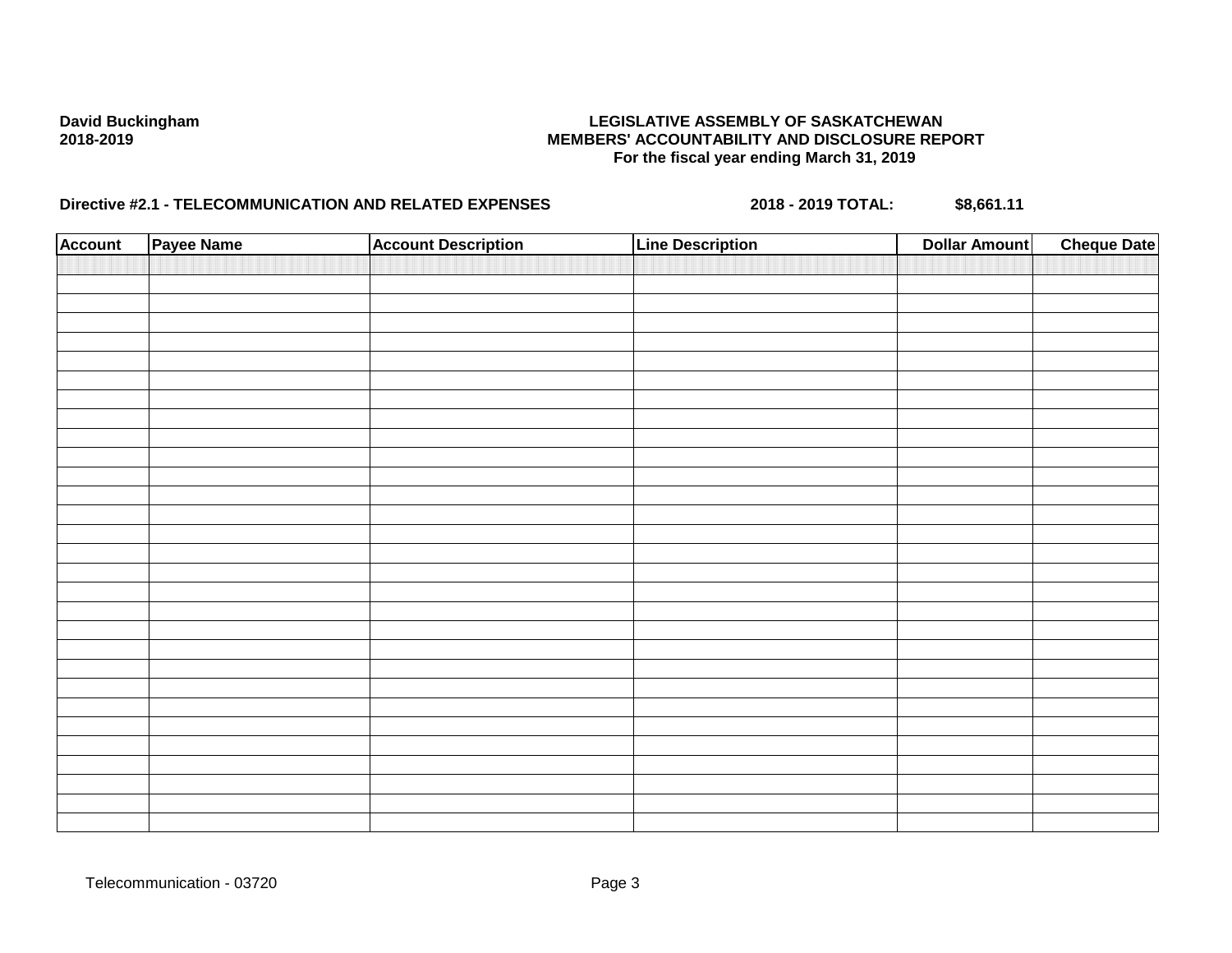**David Buckingham**
**2018-2019**

**LEGISLATIVE ASSEMBLY OF SASKATCHEWAN**
**MEMBERS' ACCOUNTABILITY AND DISCLOSURE REPORT**
**For the fiscal year ending March 31, 2019**

**Directive #2.1 - TELECOMMUNICATION AND RELATED EXPENSES** **2018 - 2019 TOTAL:** **$8,661.11**

| Account | Payee Name | Account Description | Line Description | Dollar Amount | Cheque Date |
|---|---|---|---|---|---|
| | | | | | |

Telecommunication - 03720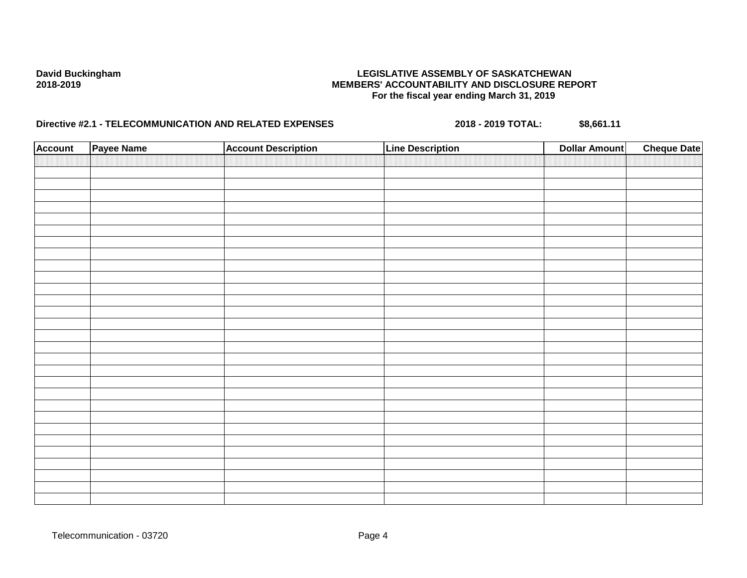**David Buckingham**
**2018-2019**

**LEGISLATIVE ASSEMBLY OF SASKATCHEWAN**
**MEMBERS' ACCOUNTABILITY AND DISCLOSURE REPORT**
**For the fiscal year ending March 31, 2019**

**Directive #2.1 - TELECOMMUNICATION AND RELATED EXPENSES** **2018 - 2019 TOTAL:** **$8,661.11**

| Account | Payee Name | Account Description | Line Description | Dollar Amount | Cheque Date |
| --- | --- | --- | --- | --- | --- |

Telecommunication - 03720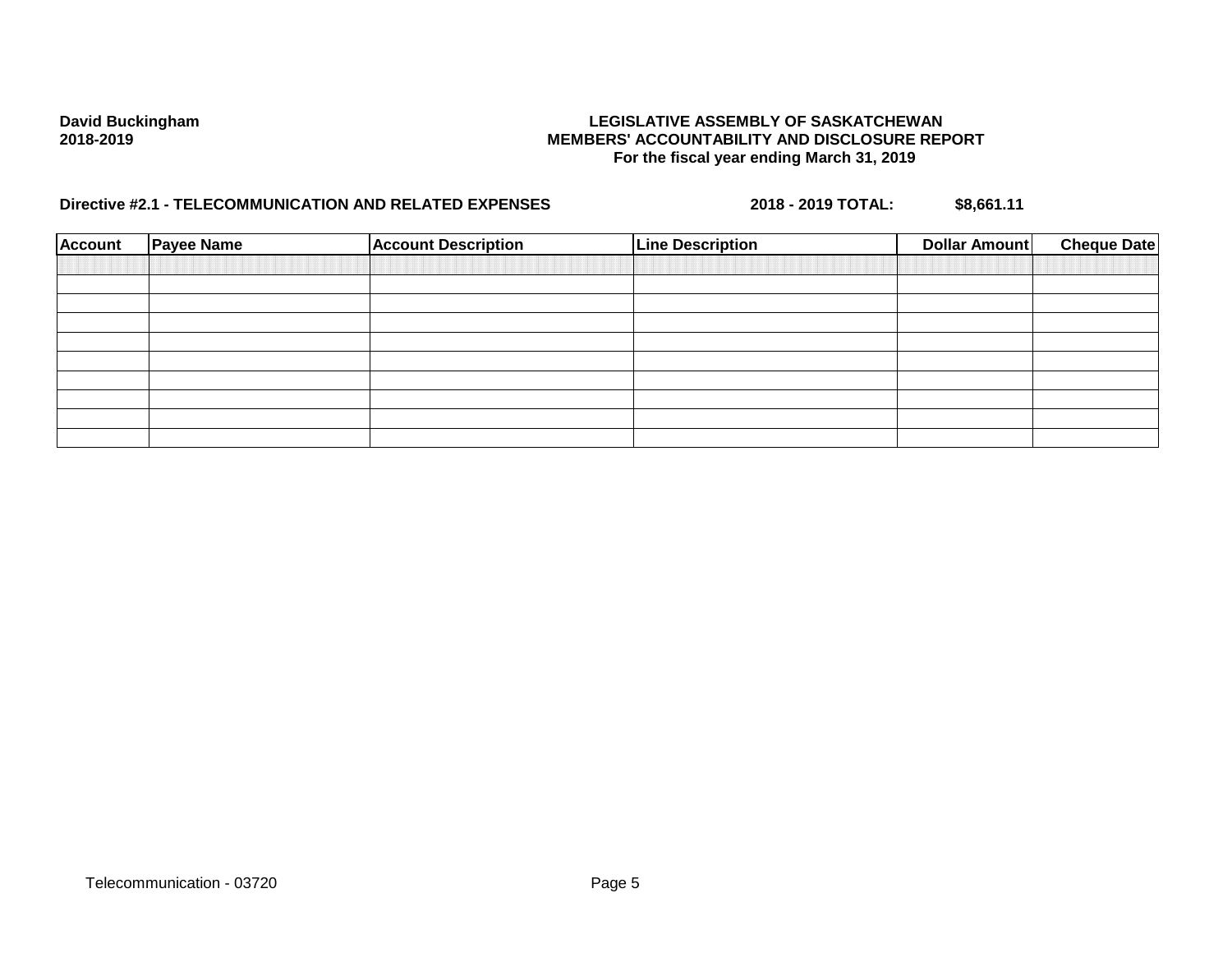**David Buckingham**
**2018-2019**

**LEGISLATIVE ASSEMBLY OF SASKATCHEWAN**
**MEMBERS' ACCOUNTABILITY AND DISCLOSURE REPORT**
**For the fiscal year ending March 31, 2019**

**Directive #2.1 - TELECOMMUNICATION AND RELATED EXPENSES** **2018 - 2019 TOTAL:** **$8,661.11**

| Account | Payee Name | Account Description | Line Description | Dollar Amount | Cheque Date |
|---|---|---|---|---|---|
| | | | | | |
| | | | | | |
| | | | | | |
| | | | | | |
| | | | | | |
| | | | | | |
| | | | | | |
| | | | | | |
| | | | | | |

Telecommunication - 03720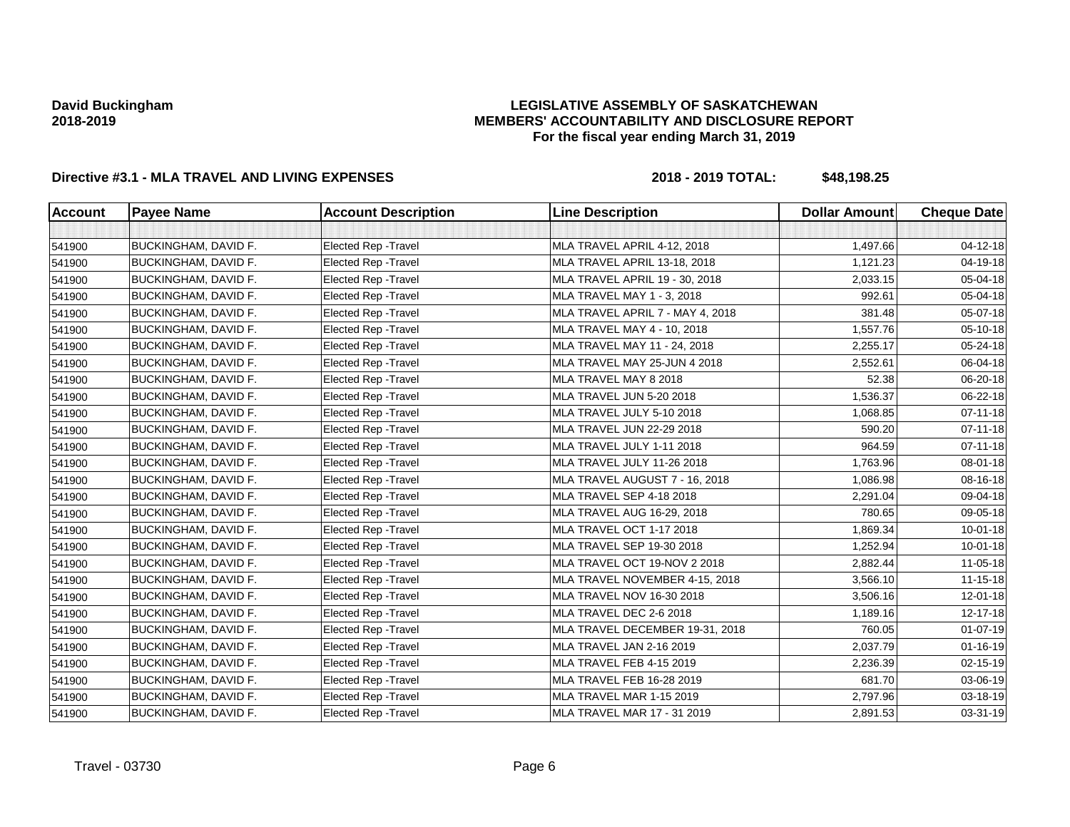David Buckingham
2018-2019

**LEGISLATIVE ASSEMBLY OF SASKATCHEWAN**
**MEMBERS' ACCOUNTABILITY AND DISCLOSURE REPORT**
**For the fiscal year ending March 31, 2019**

**Directive #3.1 - MLA TRAVEL AND LIVING EXPENSES** **2018 - 2019 TOTAL: $48,198.25**

| Account | Payee Name | Account Description | Line Description | Dollar Amount | Cheque Date |
|---|---|---|---|---|---|
| | | | | | |
| 541900 | BUCKINGHAM, DAVID F. | Elected Rep -Travel | MLA TRAVEL APRIL 4-12, 2018 | 1,497.66 | 04-12-18 |
| 541900 | BUCKINGHAM, DAVID F. | Elected Rep -Travel | MLA TRAVEL APRIL 13-18, 2018 | 1,121.23 | 04-19-18 |
| 541900 | BUCKINGHAM, DAVID F. | Elected Rep -Travel | MLA TRAVEL APRIL 19 - 30, 2018 | 2,033.15 | 05-04-18 |
| 541900 | BUCKINGHAM, DAVID F. | Elected Rep -Travel | MLA TRAVEL MAY 1 - 3, 2018 | 992.61 | 05-04-18 |
| 541900 | BUCKINGHAM, DAVID F. | Elected Rep -Travel | MLA TRAVEL APRIL 7 - MAY 4, 2018 | 381.48 | 05-07-18 |
| 541900 | BUCKINGHAM, DAVID F. | Elected Rep -Travel | MLA TRAVEL MAY 4 - 10, 2018 | 1,557.76 | 05-10-18 |
| 541900 | BUCKINGHAM, DAVID F. | Elected Rep -Travel | MLA TRAVEL MAY 11 - 24, 2018 | 2,255.17 | 05-24-18 |
| 541900 | BUCKINGHAM, DAVID F. | Elected Rep -Travel | MLA TRAVEL MAY 25-JUN 4 2018 | 2,552.61 | 06-04-18 |
| 541900 | BUCKINGHAM, DAVID F. | Elected Rep -Travel | MLA TRAVEL MAY 8 2018 | 52.38 | 06-20-18 |
| 541900 | BUCKINGHAM, DAVID F. | Elected Rep -Travel | MLA TRAVEL JUN 5-20 2018 | 1,536.37 | 06-22-18 |
| 541900 | BUCKINGHAM, DAVID F. | Elected Rep -Travel | MLA TRAVEL JULY 5-10 2018 | 1,068.85 | 07-11-18 |
| 541900 | BUCKINGHAM, DAVID F. | Elected Rep -Travel | MLA TRAVEL JUN 22-29 2018 | 590.20 | 07-11-18 |
| 541900 | BUCKINGHAM, DAVID F. | Elected Rep -Travel | MLA TRAVEL JULY 1-11 2018 | 964.59 | 07-11-18 |
| 541900 | BUCKINGHAM, DAVID F. | Elected Rep -Travel | MLA TRAVEL JULY 11-26 2018 | 1,763.96 | 08-01-18 |
| 541900 | BUCKINGHAM, DAVID F. | Elected Rep -Travel | MLA TRAVEL AUGUST 7 - 16, 2018 | 1,086.98 | 08-16-18 |
| 541900 | BUCKINGHAM, DAVID F. | Elected Rep -Travel | MLA TRAVEL SEP 4-18 2018 | 2,291.04 | 09-04-18 |
| 541900 | BUCKINGHAM, DAVID F. | Elected Rep -Travel | MLA TRAVEL AUG 16-29, 2018 | 780.65 | 09-05-18 |
| 541900 | BUCKINGHAM, DAVID F. | Elected Rep -Travel | MLA TRAVEL OCT 1-17 2018 | 1,869.34 | 10-01-18 |
| 541900 | BUCKINGHAM, DAVID F. | Elected Rep -Travel | MLA TRAVEL SEP 19-30 2018 | 1,252.94 | 10-01-18 |
| 541900 | BUCKINGHAM, DAVID F. | Elected Rep -Travel | MLA TRAVEL OCT 19-NOV 2 2018 | 2,882.44 | 11-05-18 |
| 541900 | BUCKINGHAM, DAVID F. | Elected Rep -Travel | MLA TRAVEL NOVEMBER 4-15, 2018 | 3,566.10 | 11-15-18 |
| 541900 | BUCKINGHAM, DAVID F. | Elected Rep -Travel | MLA TRAVEL NOV 16-30 2018 | 3,506.16 | 12-01-18 |
| 541900 | BUCKINGHAM, DAVID F. | Elected Rep -Travel | MLA TRAVEL DEC 2-6 2018 | 1,189.16 | 12-17-18 |
| 541900 | BUCKINGHAM, DAVID F. | Elected Rep -Travel | MLA TRAVEL DECEMBER 19-31, 2018 | 760.05 | 01-07-19 |
| 541900 | BUCKINGHAM, DAVID F. | Elected Rep -Travel | MLA TRAVEL JAN 2-16 2019 | 2,037.79 | 01-16-19 |
| 541900 | BUCKINGHAM, DAVID F. | Elected Rep -Travel | MLA TRAVEL FEB 4-15 2019 | 2,236.39 | 02-15-19 |
| 541900 | BUCKINGHAM, DAVID F. | Elected Rep -Travel | MLA TRAVEL FEB 16-28 2019 | 681.70 | 03-06-19 |
| 541900 | BUCKINGHAM, DAVID F. | Elected Rep -Travel | MLA TRAVEL MAR 1-15 2019 | 2,797.96 | 03-18-19 |
| 541900 | BUCKINGHAM, DAVID F. | Elected Rep -Travel | MLA TRAVEL MAR 17 - 31 2019 | 2,891.53 | 03-31-19 |

Travel - 03730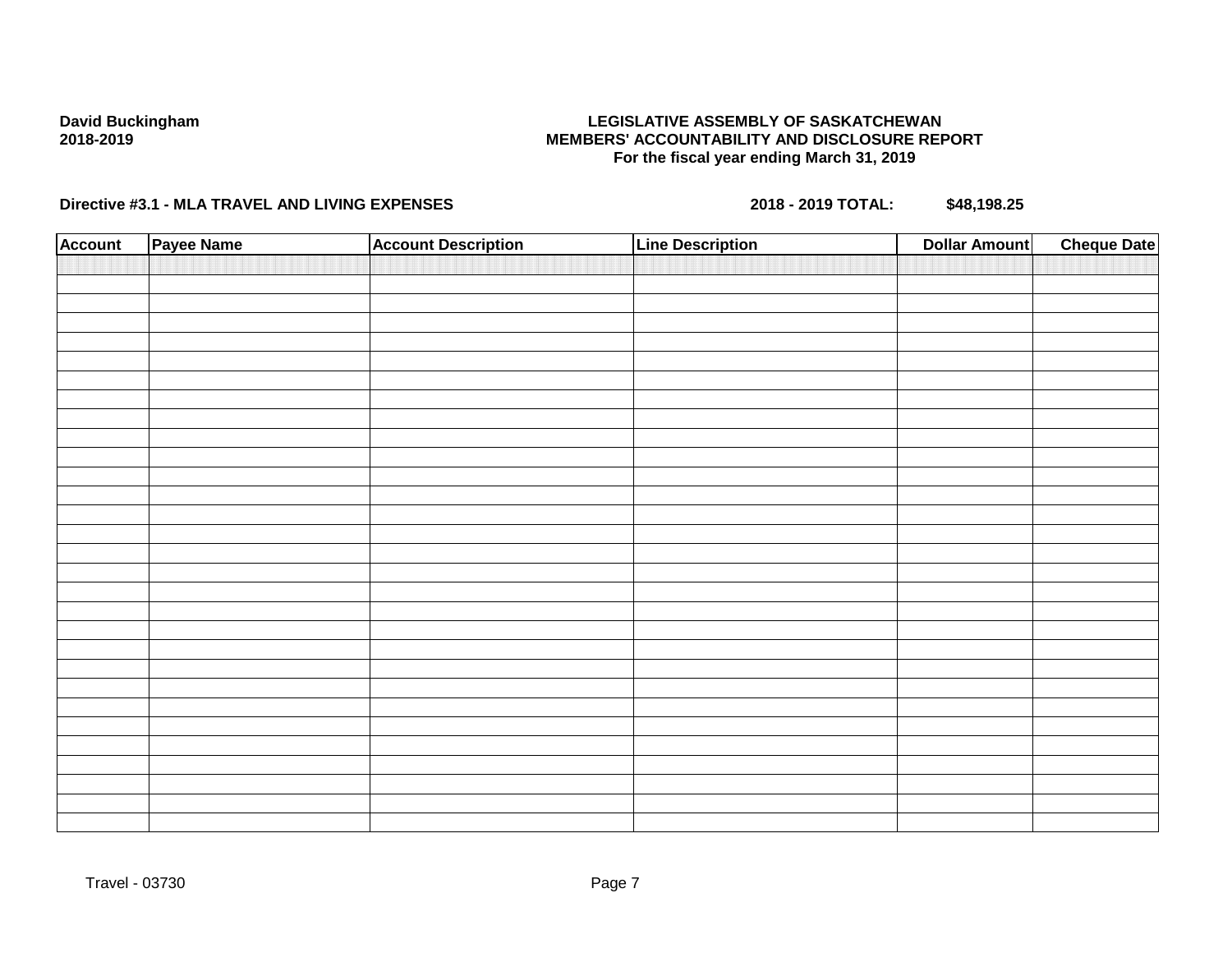David Buckingham
2018-2019

**LEGISLATIVE ASSEMBLY OF SASKATCHEWAN**
**MEMBERS' ACCOUNTABILITY AND DISCLOSURE REPORT**
**For the fiscal year ending March 31, 2019**

**Directive #3.1 - MLA TRAVEL AND LIVING EXPENSES** **2018 - 2019 TOTAL: $48,198.25**

| Account | Payee Name | Account Description | Line Description | Dollar Amount | Cheque Date |
|---|---|---|---|---|---|
| | | | | | |

Travel - 03730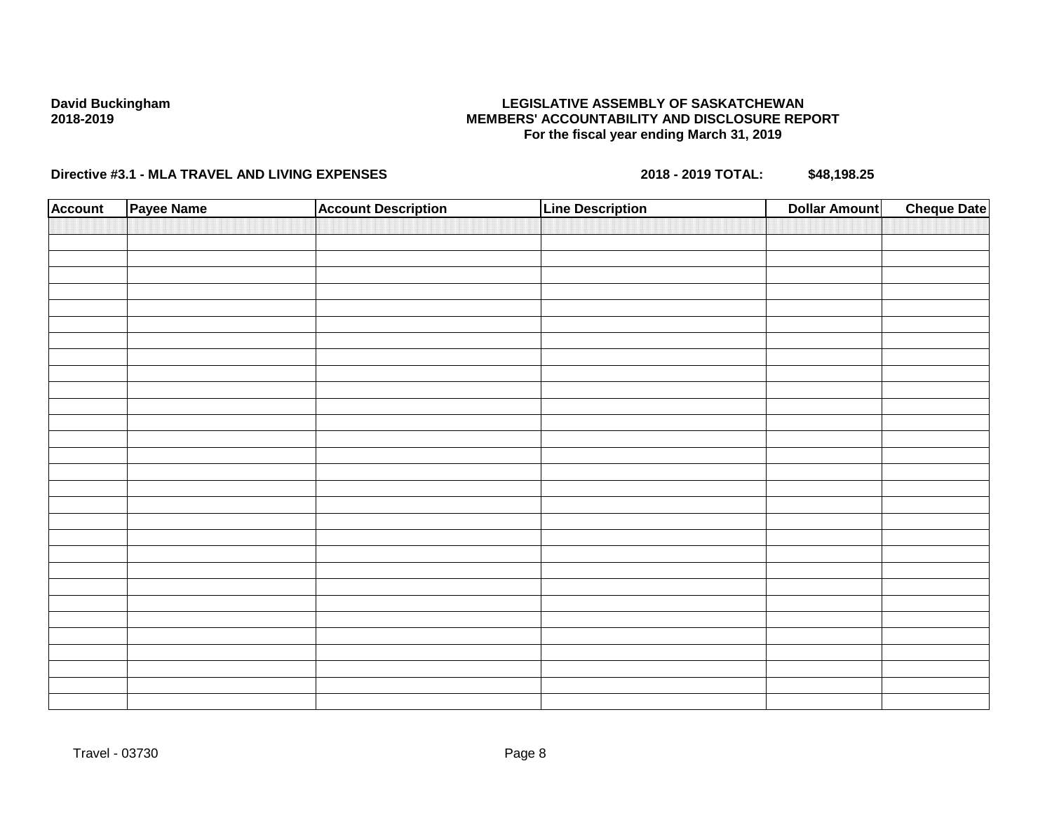**David Buckingham**
**2018-2019**

**LEGISLATIVE ASSEMBLY OF SASKATCHEWAN**
**MEMBERS' ACCOUNTABILITY AND DISCLOSURE REPORT**
**For the fiscal year ending March 31, 2019**

**Directive #3.1 - MLA TRAVEL AND LIVING EXPENSES** **2018 - 2019 TOTAL:** **$48,198.25**

| Account | Payee Name | Account Description | Line Description | Dollar Amount | Cheque Date |
|---|---|---|---|---|---|
| | | | | | |

Travel - 03730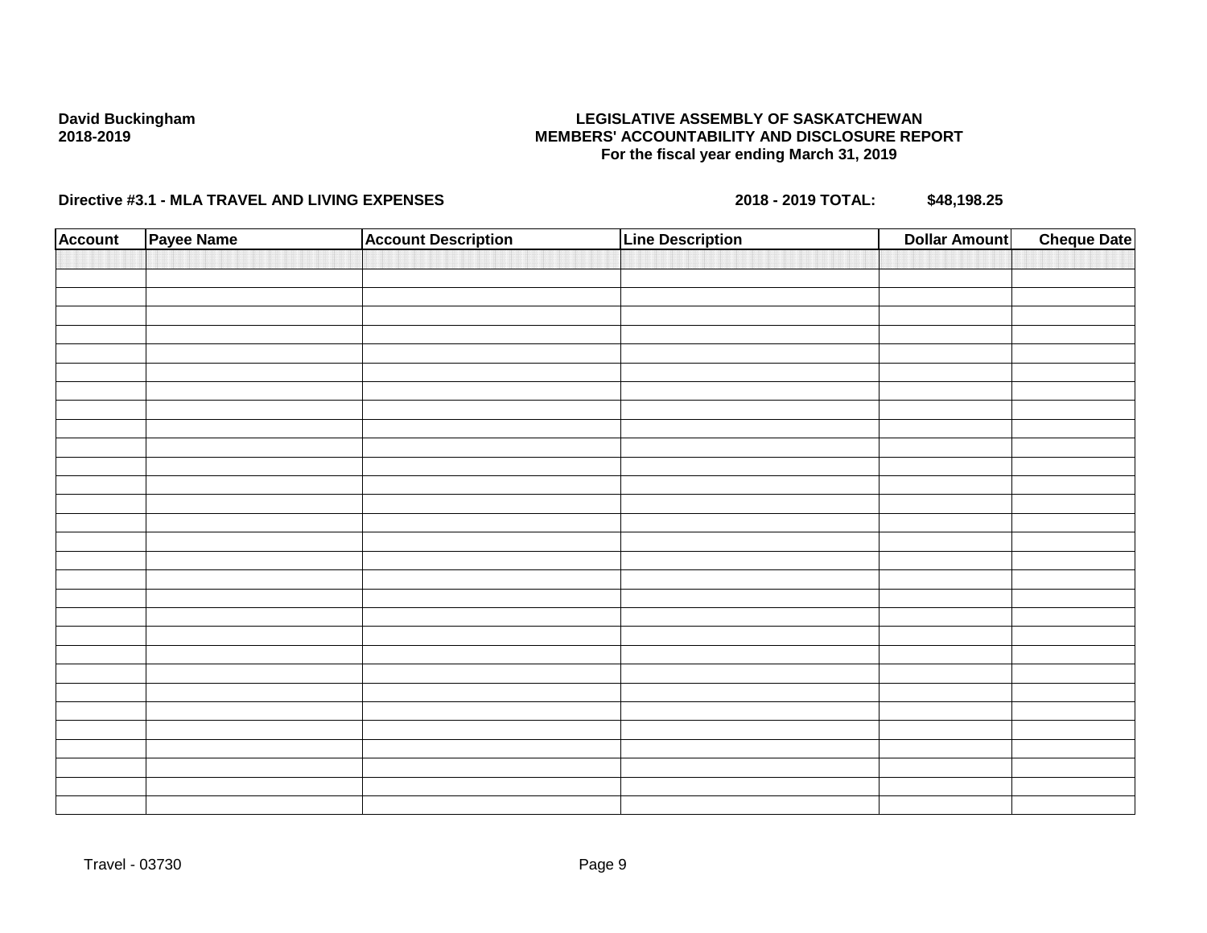David Buckingham
2018-2019

**LEGISLATIVE ASSEMBLY OF SASKATCHEWAN**
**MEMBERS' ACCOUNTABILITY AND DISCLOSURE REPORT**
**For the fiscal year ending March 31, 2019**

**Directive #3.1 - MLA TRAVEL AND LIVING EXPENSES** **2018 - 2019 TOTAL: $48,198.25**

| Account | Payee Name | Account Description | Line Description | Dollar Amount | Cheque Date |
|---|---|---|---|---|---|
| | | | | | |

Travel - 03730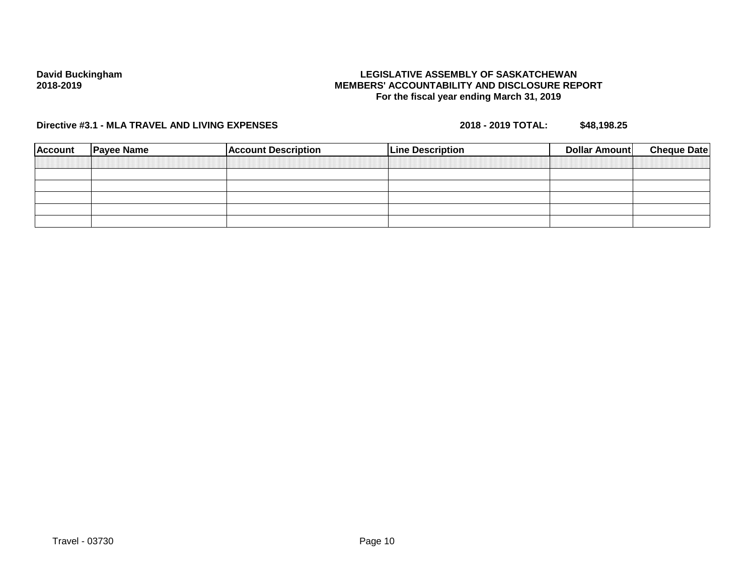**David Buckingham**
**2018-2019**

**LEGISLATIVE ASSEMBLY OF SASKATCHEWAN**
**MEMBERS' ACCOUNTABILITY AND DISCLOSURE REPORT**
**For the fiscal year ending March 31, 2019**

**Directive #3.1 - MLA TRAVEL AND LIVING EXPENSES** **2018 - 2019 TOTAL: $48,198.25**

| Account | Payee Name | Account Description | Line Description | Dollar Amount | Cheque Date |
|---|---|---|---|---|---|
| | | | | | |
| | | | | | |
| | | | | | |
| | | | | | |
| | | | | | |
| | | | | | |

Travel - 03730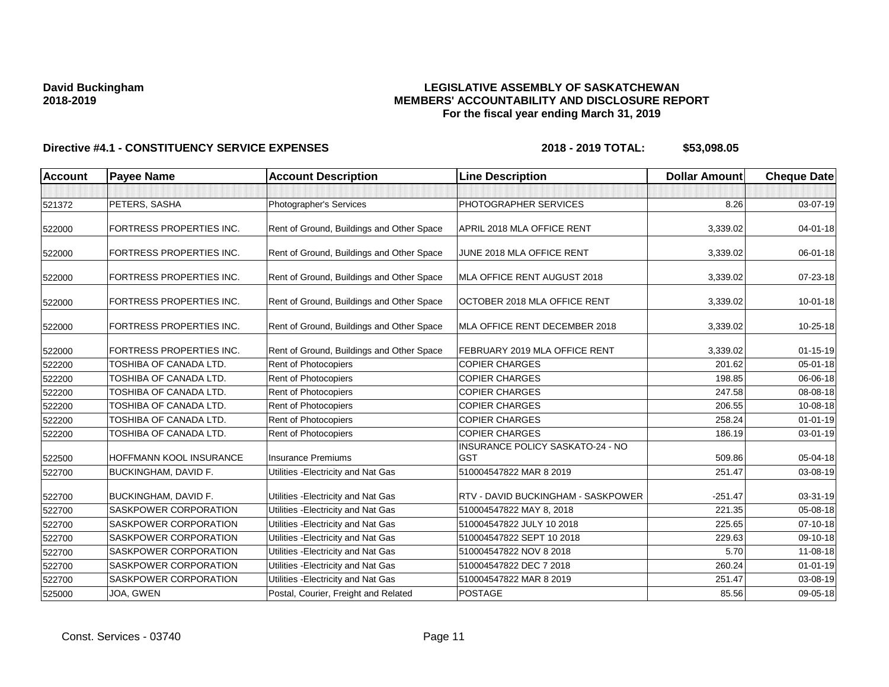**David Buckingham**
**2018-2019**

**LEGISLATIVE ASSEMBLY OF SASKATCHEWAN**
**MEMBERS' ACCOUNTABILITY AND DISCLOSURE REPORT**
**For the fiscal year ending March 31, 2019**

**Directive #4.1 - CONSTITUENCY SERVICE EXPENSES** **2018 - 2019 TOTAL: $53,098.05**

| Account | Payee Name | Account Description | Line Description | Dollar Amount | Cheque Date |
|---|---|---|---|---|---|
| | | | | | |
| 521372 | PETERS, SASHA | Photographer's Services | PHOTOGRAPHER SERVICES | 8.26 | 03-07-19 |
| 522000 | FORTRESS PROPERTIES INC. | Rent of Ground, Buildings and Other Space | APRIL 2018 MLA OFFICE RENT | 3,339.02 | 04-01-18 |
| 522000 | FORTRESS PROPERTIES INC. | Rent of Ground, Buildings and Other Space | JUNE 2018 MLA OFFICE RENT | 3,339.02 | 06-01-18 |
| 522000 | FORTRESS PROPERTIES INC. | Rent of Ground, Buildings and Other Space | MLA OFFICE RENT AUGUST 2018 | 3,339.02 | 07-23-18 |
| 522000 | FORTRESS PROPERTIES INC. | Rent of Ground, Buildings and Other Space | OCTOBER 2018 MLA OFFICE RENT | 3,339.02 | 10-01-18 |
| 522000 | FORTRESS PROPERTIES INC. | Rent of Ground, Buildings and Other Space | MLA OFFICE RENT DECEMBER 2018 | 3,339.02 | 10-25-18 |
| 522000 | FORTRESS PROPERTIES INC. | Rent of Ground, Buildings and Other Space | FEBRUARY 2019 MLA OFFICE RENT | 3,339.02 | 01-15-19 |
| 522200 | TOSHIBA OF CANADA LTD. | Rent of Photocopiers | COPIER CHARGES | 201.62 | 05-01-18 |
| 522200 | TOSHIBA OF CANADA LTD. | Rent of Photocopiers | COPIER CHARGES | 198.85 | 06-06-18 |
| 522200 | TOSHIBA OF CANADA LTD. | Rent of Photocopiers | COPIER CHARGES | 247.58 | 08-08-18 |
| 522200 | TOSHIBA OF CANADA LTD. | Rent of Photocopiers | COPIER CHARGES | 206.55 | 10-08-18 |
| 522200 | TOSHIBA OF CANADA LTD. | Rent of Photocopiers | COPIER CHARGES | 258.24 | 01-01-19 |
| 522200 | TOSHIBA OF CANADA LTD. | Rent of Photocopiers | COPIER CHARGES | 186.19 | 03-01-19 |
| 522500 | HOFFMANN KOOL INSURANCE | Insurance Premiums | INSURANCE POLICY SASKATO-24 - NO GST | 509.86 | 05-04-18 |
| 522700 | BUCKINGHAM, DAVID F. | Utilities -Electricity and Nat Gas | 510004547822 MAR 8 2019 | 251.47 | 03-08-19 |
| 522700 | BUCKINGHAM, DAVID F. | Utilities -Electricity and Nat Gas | RTV - DAVID BUCKINGHAM - SASKPOWER | -251.47 | 03-31-19 |
| 522700 | SASKPOWER CORPORATION | Utilities -Electricity and Nat Gas | 510004547822 MAY 8, 2018 | 221.35 | 05-08-18 |
| 522700 | SASKPOWER CORPORATION | Utilities -Electricity and Nat Gas | 510004547822 JULY 10 2018 | 225.65 | 07-10-18 |
| 522700 | SASKPOWER CORPORATION | Utilities -Electricity and Nat Gas | 510004547822 SEPT 10 2018 | 229.63 | 09-10-18 |
| 522700 | SASKPOWER CORPORATION | Utilities -Electricity and Nat Gas | 510004547822 NOV 8 2018 | 5.70 | 11-08-18 |
| 522700 | SASKPOWER CORPORATION | Utilities -Electricity and Nat Gas | 510004547822 DEC 7 2018 | 260.24 | 01-01-19 |
| 522700 | SASKPOWER CORPORATION | Utilities -Electricity and Nat Gas | 510004547822 MAR 8 2019 | 251.47 | 03-08-19 |
| 525000 | JOA, GWEN | Postal, Courier, Freight and Related | POSTAGE | 85.56 | 09-05-18 |

Const. Services - 03740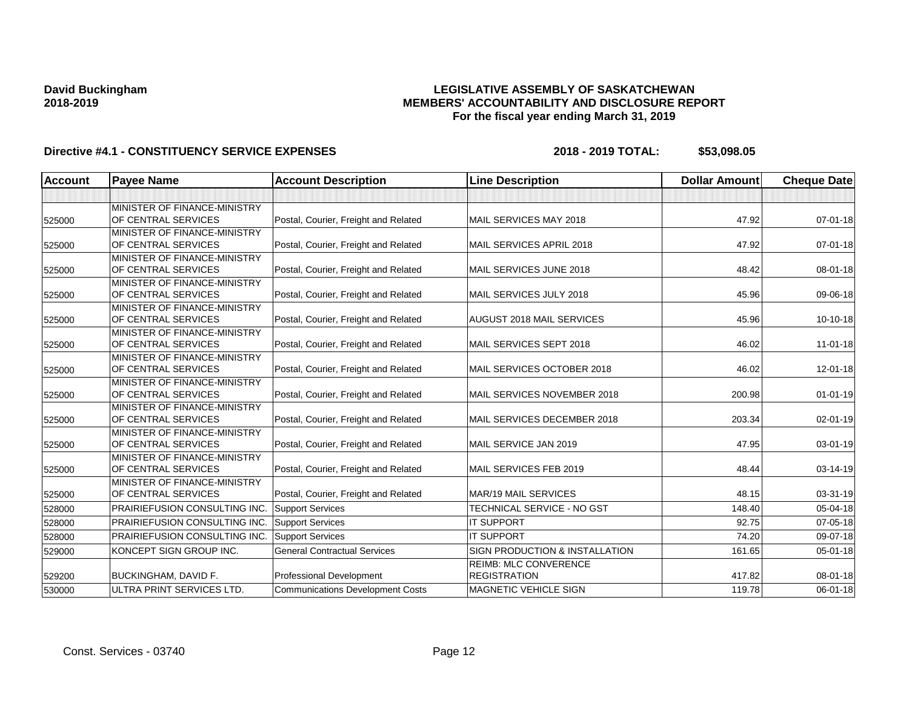**David Buckingham**
**2018-2019**

# LEGISLATIVE ASSEMBLY OF SASKATCHEWAN
## MEMBERS' ACCOUNTABILITY AND DISCLOSURE REPORT
### For the fiscal year ending March 31, 2019

**Directive #4.1 - CONSTITUENCY SERVICE EXPENSES** **2018 - 2019 TOTAL: $53,098.05**

| Account | Payee Name | Account Description | Line Description | Dollar Amount | Cheque Date |
|---|---|---|---|---|---|
| | | | | | |
| 525000 | MINISTER OF FINANCE-MINISTRY OF CENTRAL SERVICES | Postal, Courier, Freight and Related | MAIL SERVICES MAY 2018 | 47.92 | 07-01-18 |
| 525000 | MINISTER OF FINANCE-MINISTRY OF CENTRAL SERVICES | Postal, Courier, Freight and Related | MAIL SERVICES APRIL 2018 | 47.92 | 07-01-18 |
| 525000 | MINISTER OF FINANCE-MINISTRY OF CENTRAL SERVICES | Postal, Courier, Freight and Related | MAIL SERVICES JUNE 2018 | 48.42 | 08-01-18 |
| 525000 | MINISTER OF FINANCE-MINISTRY OF CENTRAL SERVICES | Postal, Courier, Freight and Related | MAIL SERVICES JULY 2018 | 45.96 | 09-06-18 |
| 525000 | MINISTER OF FINANCE-MINISTRY OF CENTRAL SERVICES | Postal, Courier, Freight and Related | AUGUST 2018 MAIL SERVICES | 45.96 | 10-10-18 |
| 525000 | MINISTER OF FINANCE-MINISTRY OF CENTRAL SERVICES | Postal, Courier, Freight and Related | MAIL SERVICES SEPT 2018 | 46.02 | 11-01-18 |
| 525000 | MINISTER OF FINANCE-MINISTRY OF CENTRAL SERVICES | Postal, Courier, Freight and Related | MAIL SERVICES OCTOBER 2018 | 46.02 | 12-01-18 |
| 525000 | MINISTER OF FINANCE-MINISTRY OF CENTRAL SERVICES | Postal, Courier, Freight and Related | MAIL SERVICES NOVEMBER 2018 | 200.98 | 01-01-19 |
| 525000 | MINISTER OF FINANCE-MINISTRY OF CENTRAL SERVICES | Postal, Courier, Freight and Related | MAIL SERVICES DECEMBER 2018 | 203.34 | 02-01-19 |
| 525000 | MINISTER OF FINANCE-MINISTRY OF CENTRAL SERVICES | Postal, Courier, Freight and Related | MAIL SERVICE JAN 2019 | 47.95 | 03-01-19 |
| 525000 | MINISTER OF FINANCE-MINISTRY OF CENTRAL SERVICES | Postal, Courier, Freight and Related | MAIL SERVICES FEB 2019 | 48.44 | 03-14-19 |
| 525000 | MINISTER OF FINANCE-MINISTRY OF CENTRAL SERVICES | Postal, Courier, Freight and Related | MAR/19 MAIL SERVICES | 48.15 | 03-31-19 |
| 528000 | PRAIRIEFUSION CONSULTING INC. | Support Services | TECHNICAL SERVICE - NO GST | 148.40 | 05-04-18 |
| 528000 | PRAIRIEFUSION CONSULTING INC. | Support Services | IT SUPPORT | 92.75 | 07-05-18 |
| 528000 | PRAIRIEFUSION CONSULTING INC. | Support Services | IT SUPPORT | 74.20 | 09-07-18 |
| 529000 | KONCEPT SIGN GROUP INC. | General Contractual Services | SIGN PRODUCTION & INSTALLATION | 161.65 | 05-01-18 |
| 529200 | BUCKINGHAM, DAVID F. | Professional Development | REIMB: MLC CONVERENCE REGISTRATION | 417.82 | 08-01-18 |
| 530000 | ULTRA PRINT SERVICES LTD. | Communications Development Costs | MAGNETIC VEHICLE SIGN | 119.78 | 06-01-18 |

Const. Services - 03740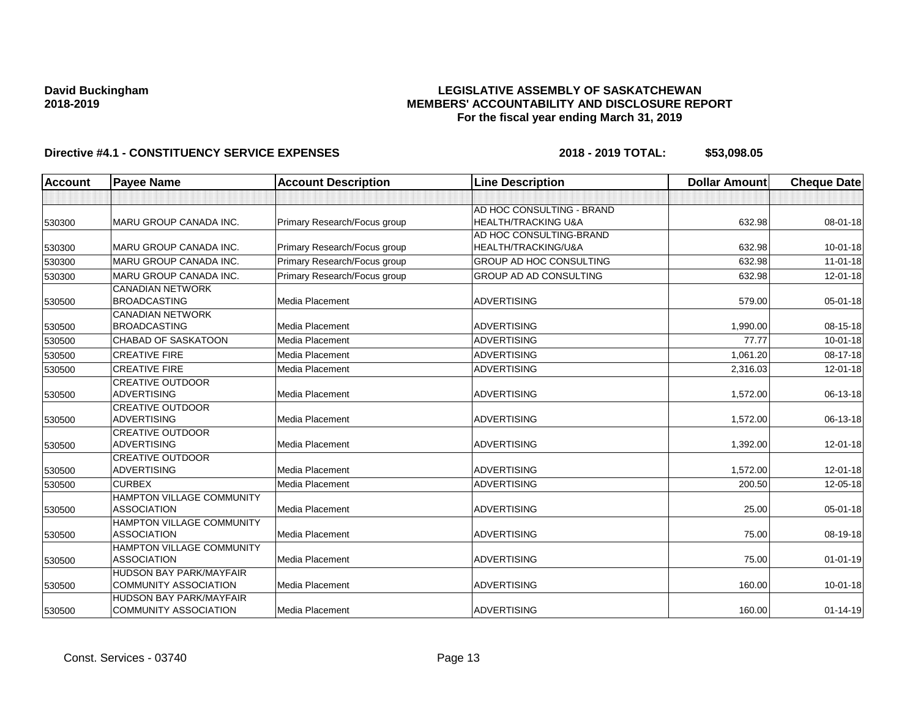**David Buckingham**
**2018-2019**

**LEGISLATIVE ASSEMBLY OF SASKATCHEWAN**
**MEMBERS' ACCOUNTABILITY AND DISCLOSURE REPORT**
**For the fiscal year ending March 31, 2019**

**Directive #4.1 - CONSTITUENCY SERVICE EXPENSES** **2018 - 2019 TOTAL: $53,098.05**

| Account | Payee Name | Account Description | Line Description | Dollar Amount | Cheque Date |
|---|---|---|---|---|---|
| | | | | | |
| 530300 | MARU GROUP CANADA INC. | Primary Research/Focus group | AD HOC CONSULTING - BRAND HEALTH/TRACKING U&A | 632.98 | 08-01-18 |
| 530300 | MARU GROUP CANADA INC. | Primary Research/Focus group | AD HOC CONSULTING-BRAND HEALTH/TRACKING/U&A | 632.98 | 10-01-18 |
| 530300 | MARU GROUP CANADA INC. | Primary Research/Focus group | GROUP AD HOC CONSULTING | 632.98 | 11-01-18 |
| 530300 | MARU GROUP CANADA INC. | Primary Research/Focus group | GROUP AD AD CONSULTING | 632.98 | 12-01-18 |
| 530500 | CANADIAN NETWORK BROADCASTING | Media Placement | ADVERTISING | 579.00 | 05-01-18 |
| 530500 | CANADIAN NETWORK BROADCASTING | Media Placement | ADVERTISING | 1,990.00 | 08-15-18 |
| 530500 | CHABAD OF SASKATOON | Media Placement | ADVERTISING | 77.77 | 10-01-18 |
| 530500 | CREATIVE FIRE | Media Placement | ADVERTISING | 1,061.20 | 08-17-18 |
| 530500 | CREATIVE FIRE | Media Placement | ADVERTISING | 2,316.03 | 12-01-18 |
| 530500 | CREATIVE OUTDOOR ADVERTISING | Media Placement | ADVERTISING | 1,572.00 | 06-13-18 |
| 530500 | CREATIVE OUTDOOR ADVERTISING | Media Placement | ADVERTISING | 1,572.00 | 06-13-18 |
| 530500 | CREATIVE OUTDOOR ADVERTISING | Media Placement | ADVERTISING | 1,392.00 | 12-01-18 |
| 530500 | CREATIVE OUTDOOR ADVERTISING | Media Placement | ADVERTISING | 1,572.00 | 12-01-18 |
| 530500 | CURBEX | Media Placement | ADVERTISING | 200.50 | 12-05-18 |
| 530500 | HAMPTON VILLAGE COMMUNITY ASSOCIATION | Media Placement | ADVERTISING | 25.00 | 05-01-18 |
| 530500 | HAMPTON VILLAGE COMMUNITY ASSOCIATION | Media Placement | ADVERTISING | 75.00 | 08-19-18 |
| 530500 | HAMPTON VILLAGE COMMUNITY ASSOCIATION | Media Placement | ADVERTISING | 75.00 | 01-01-19 |
| 530500 | HUDSON BAY PARK/MAYFAIR COMMUNITY ASSOCIATION | Media Placement | ADVERTISING | 160.00 | 10-01-18 |
| 530500 | HUDSON BAY PARK/MAYFAIR COMMUNITY ASSOCIATION | Media Placement | ADVERTISING | 160.00 | 01-14-19 |

Const. Services - 03740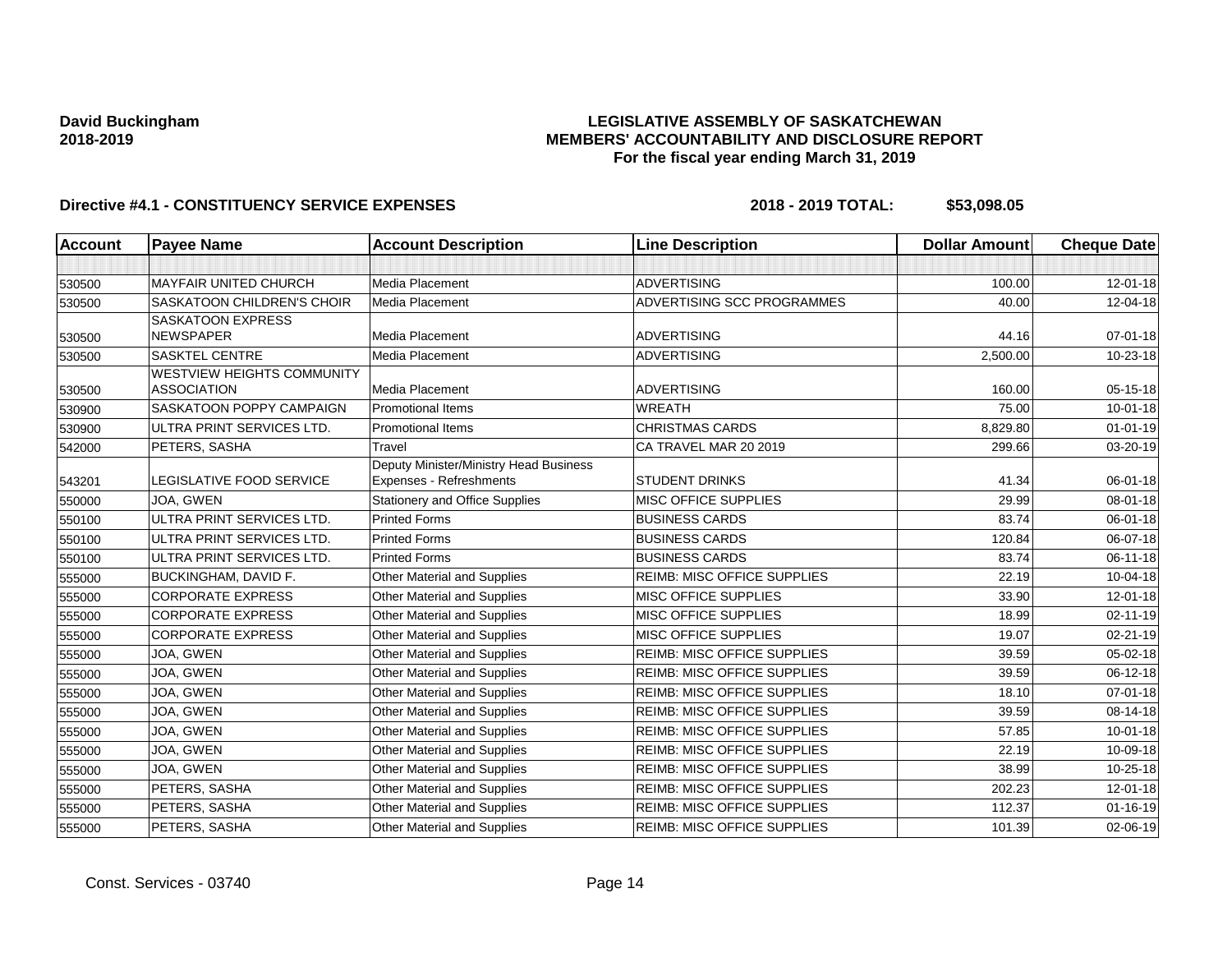**David Buckingham**
**2018-2019**

**LEGISLATIVE ASSEMBLY OF SASKATCHEWAN**
**MEMBERS' ACCOUNTABILITY AND DISCLOSURE REPORT**
**For the fiscal year ending March 31, 2019**

**Directive #4.1 - CONSTITUENCY SERVICE EXPENSES** **2018 - 2019 TOTAL: $53,098.05**

| Account | Payee Name | Account Description | Line Description | Dollar Amount | Cheque Date |
|---|---|---|---|---|---|
| | | | | | |
| 530500 | MAYFAIR UNITED CHURCH | Media Placement | ADVERTISING | 100.00 | 12-01-18 |
| 530500 | SASKATOON CHILDREN'S CHOIR | Media Placement | ADVERTISING SCC PROGRAMMES | 40.00 | 12-04-18 |
| 530500 | SASKATOON EXPRESS NEWSPAPER | Media Placement | ADVERTISING | 44.16 | 07-01-18 |
| 530500 | SASKTEL CENTRE | Media Placement | ADVERTISING | 2,500.00 | 10-23-18 |
| 530500 | WESTVIEW HEIGHTS COMMUNITY ASSOCIATION | Media Placement | ADVERTISING | 160.00 | 05-15-18 |
| 530900 | SASKATOON POPPY CAMPAIGN | Promotional Items | WREATH | 75.00 | 10-01-18 |
| 530900 | ULTRA PRINT SERVICES LTD. | Promotional Items | CHRISTMAS CARDS | 8,829.80 | 01-01-19 |
| 542000 | PETERS, SASHA | Travel | CA TRAVEL MAR 20 2019 | 299.66 | 03-20-19 |
| 543201 | LEGISLATIVE FOOD SERVICE | Deputy Minister/Ministry Head Business Expenses - Refreshments | STUDENT DRINKS | 41.34 | 06-01-18 |
| 550000 | JOA, GWEN | Stationery and Office Supplies | MISC OFFICE SUPPLIES | 29.99 | 08-01-18 |
| 550100 | ULTRA PRINT SERVICES LTD. | Printed Forms | BUSINESS CARDS | 83.74 | 06-01-18 |
| 550100 | ULTRA PRINT SERVICES LTD. | Printed Forms | BUSINESS CARDS | 120.84 | 06-07-18 |
| 550100 | ULTRA PRINT SERVICES LTD. | Printed Forms | BUSINESS CARDS | 83.74 | 06-11-18 |
| 555000 | BUCKINGHAM, DAVID F. | Other Material and Supplies | REIMB: MISC OFFICE SUPPLIES | 22.19 | 10-04-18 |
| 555000 | CORPORATE EXPRESS | Other Material and Supplies | MISC OFFICE SUPPLIES | 33.90 | 12-01-18 |
| 555000 | CORPORATE EXPRESS | Other Material and Supplies | MISC OFFICE SUPPLIES | 18.99 | 02-11-19 |
| 555000 | CORPORATE EXPRESS | Other Material and Supplies | MISC OFFICE SUPPLIES | 19.07 | 02-21-19 |
| 555000 | JOA, GWEN | Other Material and Supplies | REIMB: MISC OFFICE SUPPLIES | 39.59 | 05-02-18 |
| 555000 | JOA, GWEN | Other Material and Supplies | REIMB: MISC OFFICE SUPPLIES | 39.59 | 06-12-18 |
| 555000 | JOA, GWEN | Other Material and Supplies | REIMB: MISC OFFICE SUPPLIES | 18.10 | 07-01-18 |
| 555000 | JOA, GWEN | Other Material and Supplies | REIMB: MISC OFFICE SUPPLIES | 39.59 | 08-14-18 |
| 555000 | JOA, GWEN | Other Material and Supplies | REIMB: MISC OFFICE SUPPLIES | 57.85 | 10-01-18 |
| 555000 | JOA, GWEN | Other Material and Supplies | REIMB: MISC OFFICE SUPPLIES | 22.19 | 10-09-18 |
| 555000 | JOA, GWEN | Other Material and Supplies | REIMB: MISC OFFICE SUPPLIES | 38.99 | 10-25-18 |
| 555000 | PETERS, SASHA | Other Material and Supplies | REIMB: MISC OFFICE SUPPLIES | 202.23 | 12-01-18 |
| 555000 | PETERS, SASHA | Other Material and Supplies | REIMB: MISC OFFICE SUPPLIES | 112.37 | 01-16-19 |
| 555000 | PETERS, SASHA | Other Material and Supplies | REIMB: MISC OFFICE SUPPLIES | 101.39 | 02-06-19 |

Const. Services - 03740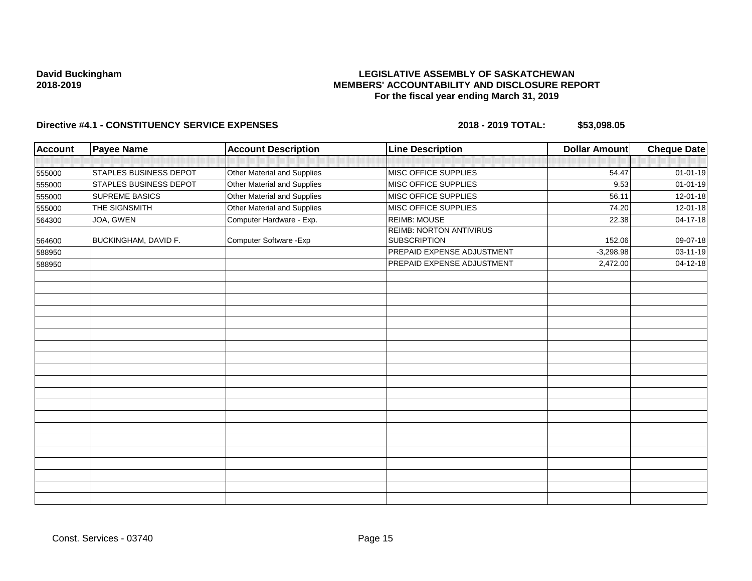**David Buckingham**
**2018-2019**

**LEGISLATIVE ASSEMBLY OF SASKATCHEWAN**
**MEMBERS' ACCOUNTABILITY AND DISCLOSURE REPORT**
**For the fiscal year ending March 31, 2019**

**Directive #4.1 - CONSTITUENCY SERVICE EXPENSES** **2018 - 2019 TOTAL: $53,098.05**

| Account | Payee Name | Account Description | Line Description | Dollar Amount | Cheque Date |
|---|---|---|---|---|---|
| | | | | | |
| 555000 | STAPLES BUSINESS DEPOT | Other Material and Supplies | MISC OFFICE SUPPLIES | 54.47 | 01-01-19 |
| 555000 | STAPLES BUSINESS DEPOT | Other Material and Supplies | MISC OFFICE SUPPLIES | 9.53 | 01-01-19 |
| 555000 | SUPREME BASICS | Other Material and Supplies | MISC OFFICE SUPPLIES | 56.11 | 12-01-18 |
| 555000 | THE SIGNSMITH | Other Material and Supplies | MISC OFFICE SUPPLIES | 74.20 | 12-01-18 |
| 564300 | JOA, GWEN | Computer Hardware - Exp. | REIMB: MOUSE | 22.38 | 04-17-18 |
| 564600 | BUCKINGHAM, DAVID F. | Computer Software -Exp | REIMB: NORTON ANTIVIRUS SUBSCRIPTION | 152.06 | 09-07-18 |
| 588950 | | | PREPAID EXPENSE ADJUSTMENT | -3,298.98 | 03-11-19 |
| 588950 | | | PREPAID EXPENSE ADJUSTMENT | 2,472.00 | 04-12-18 |

Const. Services - 03740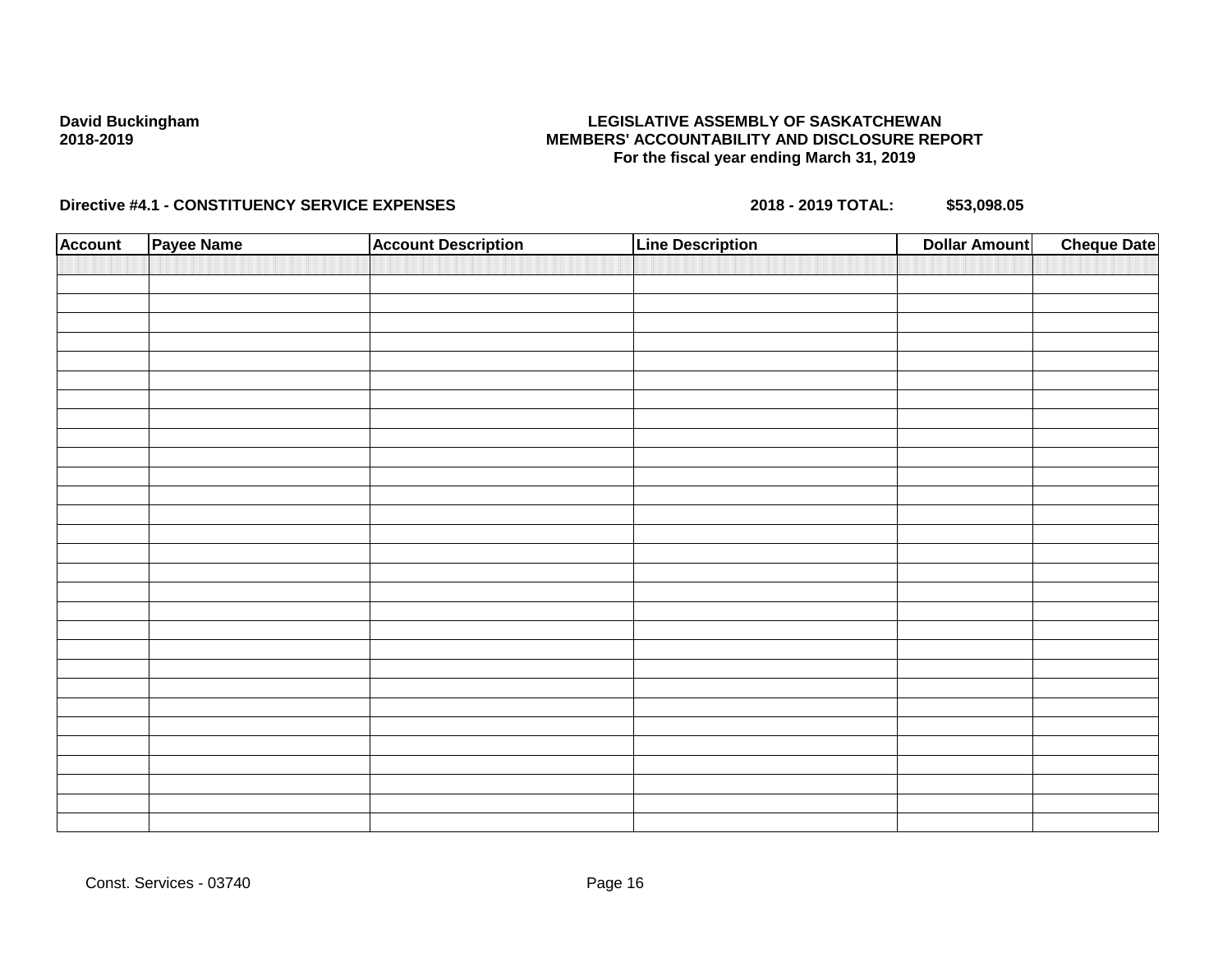**David Buckingham**
**2018-2019**

**LEGISLATIVE ASSEMBLY OF SASKATCHEWAN**
**MEMBERS' ACCOUNTABILITY AND DISCLOSURE REPORT**
**For the fiscal year ending March 31, 2019**

**Directive #4.1 - CONSTITUENCY SERVICE EXPENSES** **2018 - 2019 TOTAL: $53,098.05**

| Account | Payee Name | Account Description | Line Description | Dollar Amount | Cheque Date |
|---|---|---|---|---|---|
| | | | | | |

Const. Services - 03740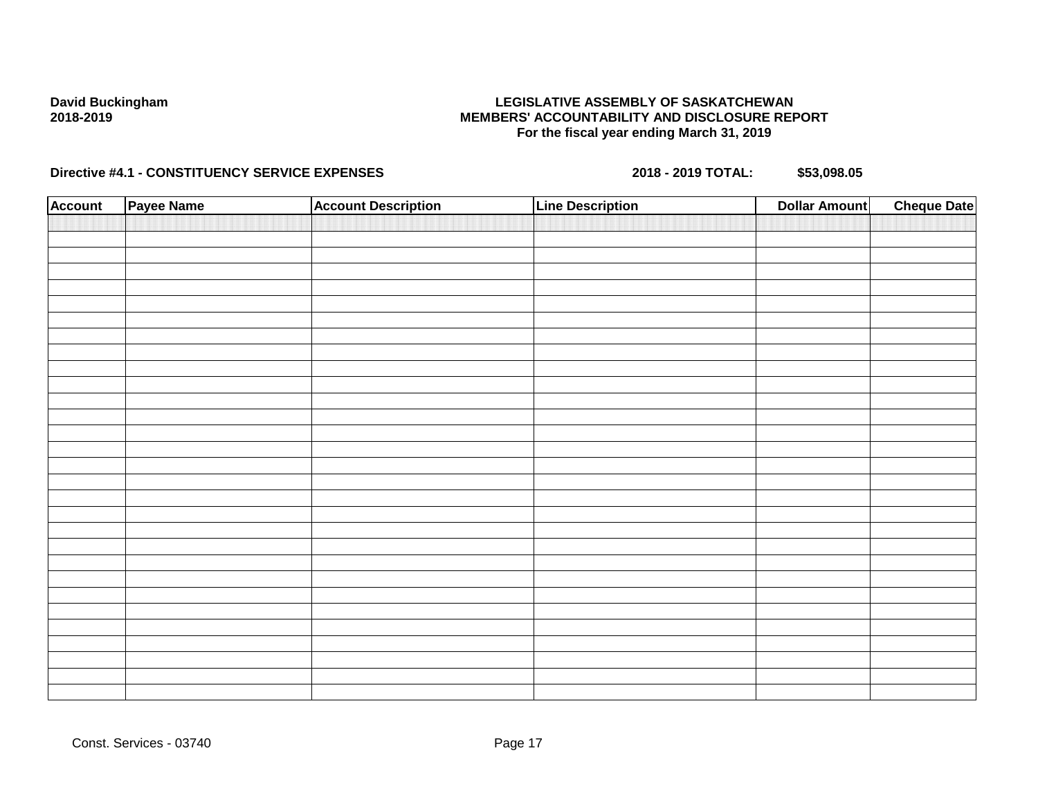**David Buckingham**
**2018-2019**

**LEGISLATIVE ASSEMBLY OF SASKATCHEWAN**
**MEMBERS' ACCOUNTABILITY AND DISCLOSURE REPORT**
**For the fiscal year ending March 31, 2019**

**Directive #4.1 - CONSTITUENCY SERVICE EXPENSES** **2018 - 2019 TOTAL: $53,098.05**

| Account | Payee Name | Account Description | Line Description | Dollar Amount | Cheque Date |
|---|---|---|---|---|---|
| | | | | | |

Const. Services - 03740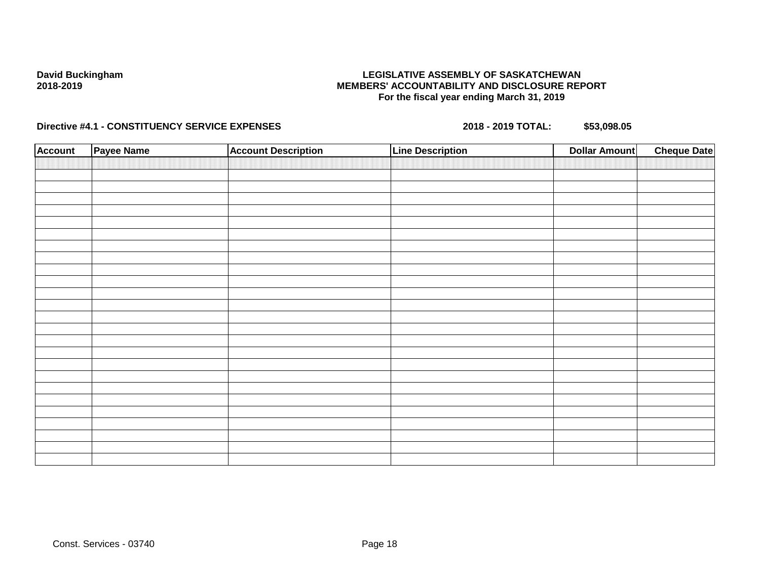**David Buckingham**
**2018-2019**

**LEGISLATIVE ASSEMBLY OF SASKATCHEWAN**
**MEMBERS' ACCOUNTABILITY AND DISCLOSURE REPORT**
**For the fiscal year ending March 31, 2019**

**Directive #4.1 - CONSTITUENCY SERVICE EXPENSES** **2018 - 2019 TOTAL: $53,098.05**

| Account | Payee Name | Account Description | Line Description | Dollar Amount | Cheque Date |
|---|---|---|---|---|---|
| | | | | | |
| | | | | | |
| | | | | | |
| | | | | | |
| | | | | | |
| | | | | | |
| | | | | | |
| | | | | | |
| | | | | | |
| | | | | | |
| | | | | | |
| | | | | | |
| | | | | | |
| | | | | | |
| | | | | | |
| | | | | | |
| | | | | | |
| | | | | | |
| | | | | | |
| | | | | | |
| | | | | | |
| | | | | | |
| | | | | | |
| | | | | | |
| | | | | | |
| | | | | | |

Const. Services - 03740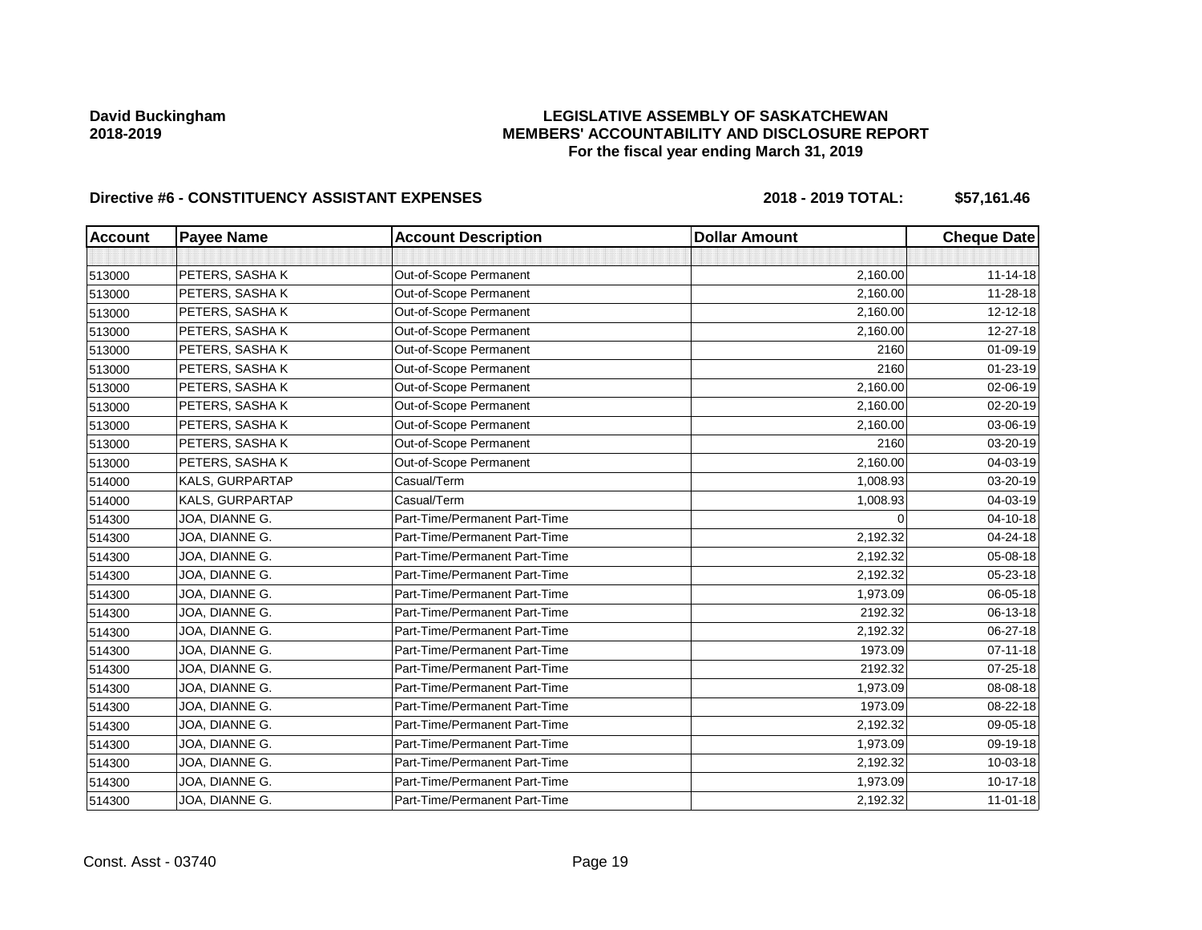**David Buckingham**
**2018-2019**

# LEGISLATIVE ASSEMBLY OF SASKATCHEWAN
## MEMBERS' ACCOUNTABILITY AND DISCLOSURE REPORT
### For the fiscal year ending March 31, 2019

**Directive #6 - CONSTITUENCY ASSISTANT EXPENSES** **2018 - 2019 TOTAL: $57,161.46**

| Account | Payee Name | Account Description | Dollar Amount | Cheque Date |
|---|---|---|---|---|
| | | | | |
| 513000 | PETERS, SASHA K | Out-of-Scope Permanent | 2,160.00 | 11-14-18 |
| 513000 | PETERS, SASHA K | Out-of-Scope Permanent | 2,160.00 | 11-28-18 |
| 513000 | PETERS, SASHA K | Out-of-Scope Permanent | 2,160.00 | 12-12-18 |
| 513000 | PETERS, SASHA K | Out-of-Scope Permanent | 2,160.00 | 12-27-18 |
| 513000 | PETERS, SASHA K | Out-of-Scope Permanent | 2160 | 01-09-19 |
| 513000 | PETERS, SASHA K | Out-of-Scope Permanent | 2160 | 01-23-19 |
| 513000 | PETERS, SASHA K | Out-of-Scope Permanent | 2,160.00 | 02-06-19 |
| 513000 | PETERS, SASHA K | Out-of-Scope Permanent | 2,160.00 | 02-20-19 |
| 513000 | PETERS, SASHA K | Out-of-Scope Permanent | 2,160.00 | 03-06-19 |
| 513000 | PETERS, SASHA K | Out-of-Scope Permanent | 2160 | 03-20-19 |
| 513000 | PETERS, SASHA K | Out-of-Scope Permanent | 2,160.00 | 04-03-19 |
| 514000 | KALS, GURPARTAP | Casual/Term | 1,008.93 | 03-20-19 |
| 514000 | KALS, GURPARTAP | Casual/Term | 1,008.93 | 04-03-19 |
| 514300 | JOA, DIANNE G. | Part-Time/Permanent Part-Time | 0 | 04-10-18 |
| 514300 | JOA, DIANNE G. | Part-Time/Permanent Part-Time | 2,192.32 | 04-24-18 |
| 514300 | JOA, DIANNE G. | Part-Time/Permanent Part-Time | 2,192.32 | 05-08-18 |
| 514300 | JOA, DIANNE G. | Part-Time/Permanent Part-Time | 2,192.32 | 05-23-18 |
| 514300 | JOA, DIANNE G. | Part-Time/Permanent Part-Time | 1,973.09 | 06-05-18 |
| 514300 | JOA, DIANNE G. | Part-Time/Permanent Part-Time | 2192.32 | 06-13-18 |
| 514300 | JOA, DIANNE G. | Part-Time/Permanent Part-Time | 2,192.32 | 06-27-18 |
| 514300 | JOA, DIANNE G. | Part-Time/Permanent Part-Time | 1973.09 | 07-11-18 |
| 514300 | JOA, DIANNE G. | Part-Time/Permanent Part-Time | 2192.32 | 07-25-18 |
| 514300 | JOA, DIANNE G. | Part-Time/Permanent Part-Time | 1,973.09 | 08-08-18 |
| 514300 | JOA, DIANNE G. | Part-Time/Permanent Part-Time | 1973.09 | 08-22-18 |
| 514300 | JOA, DIANNE G. | Part-Time/Permanent Part-Time | 2,192.32 | 09-05-18 |
| 514300 | JOA, DIANNE G. | Part-Time/Permanent Part-Time | 1,973.09 | 09-19-18 |
| 514300 | JOA, DIANNE G. | Part-Time/Permanent Part-Time | 2,192.32 | 10-03-18 |
| 514300 | JOA, DIANNE G. | Part-Time/Permanent Part-Time | 1,973.09 | 10-17-18 |
| 514300 | JOA, DIANNE G. | Part-Time/Permanent Part-Time | 2,192.32 | 11-01-18 |

Const. Asst - 03740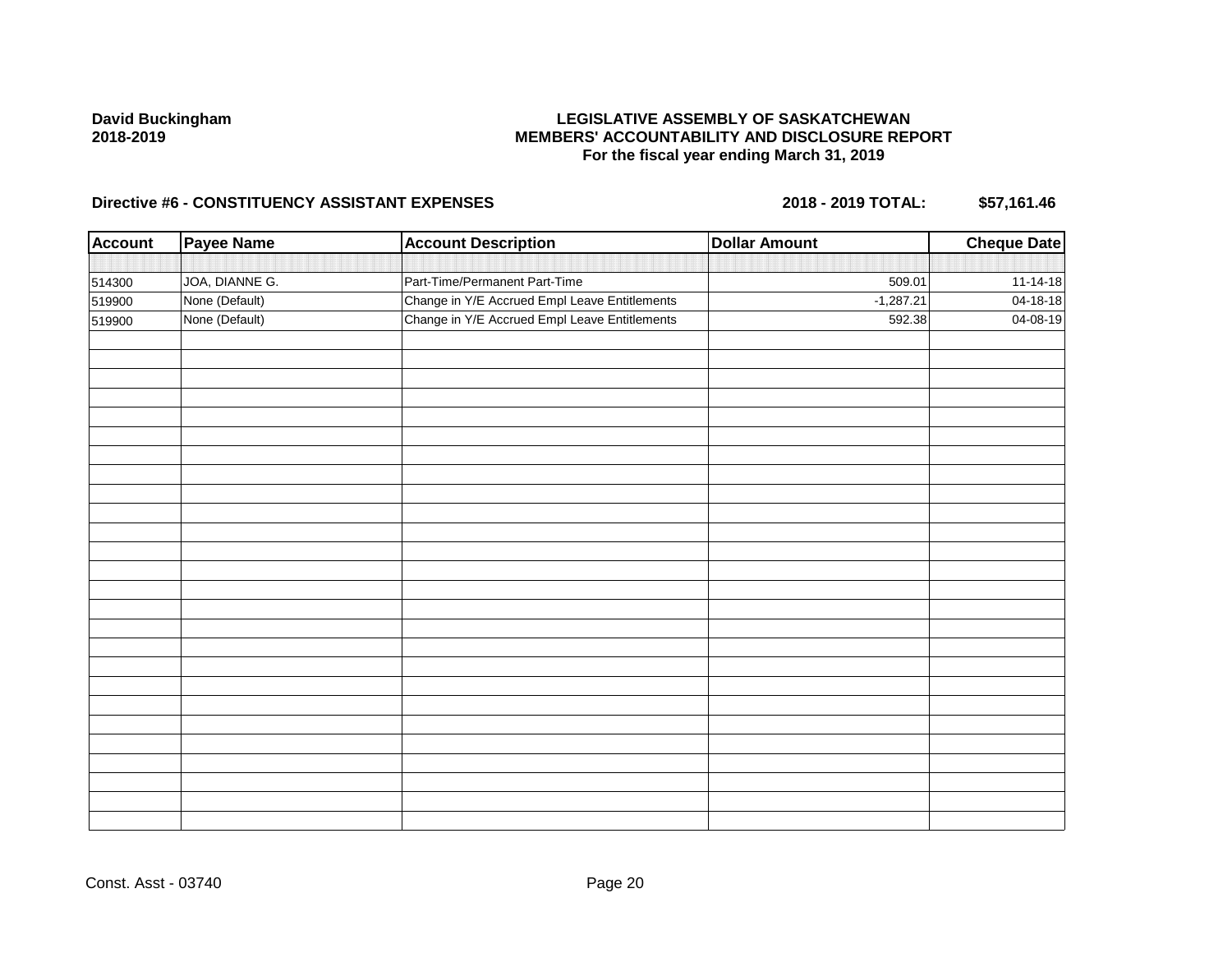**David Buckingham**
**2018-2019**

**LEGISLATIVE ASSEMBLY OF SASKATCHEWAN**
**MEMBERS' ACCOUNTABILITY AND DISCLOSURE REPORT**
**For the fiscal year ending March 31, 2019**

**Directive #6 - CONSTITUENCY ASSISTANT EXPENSES** **2018 - 2019 TOTAL: $57,161.46**

| Account | Payee Name | Account Description | Dollar Amount | Cheque Date |
|---|---|---|---|---|
| 514300 | JOA, DIANNE G. | Part-Time/Permanent Part-Time | 509.01 | 11-14-18 |
| 519900 | None (Default) | Change in Y/E Accrued Empl Leave Entitlements | -1,287.21 | 04-18-18 |
| 519900 | None (Default) | Change in Y/E Accrued Empl Leave Entitlements | 592.38 | 04-08-19 |

Const. Asst - 03740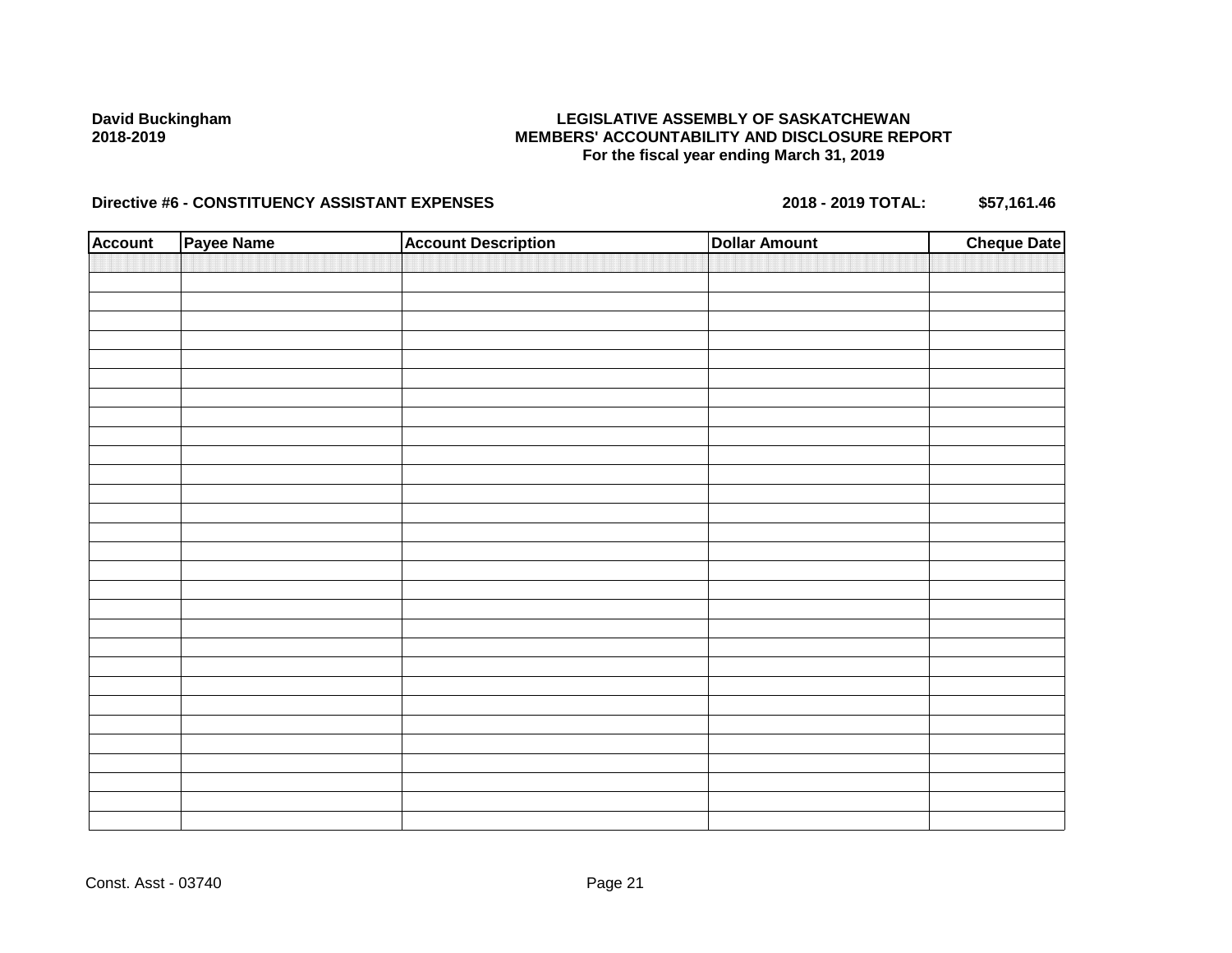**David Buckingham**
**2018-2019**

**LEGISLATIVE ASSEMBLY OF SASKATCHEWAN**
**MEMBERS' ACCOUNTABILITY AND DISCLOSURE REPORT**
**For the fiscal year ending March 31, 2019**

**Directive #6 - CONSTITUENCY ASSISTANT EXPENSES** **2018 - 2019 TOTAL: $57,161.46**

| Account | Payee Name | Account Description | Dollar Amount | Cheque Date |
|---|---|---|---|---|
| | | | | |

Const. Asst - 03740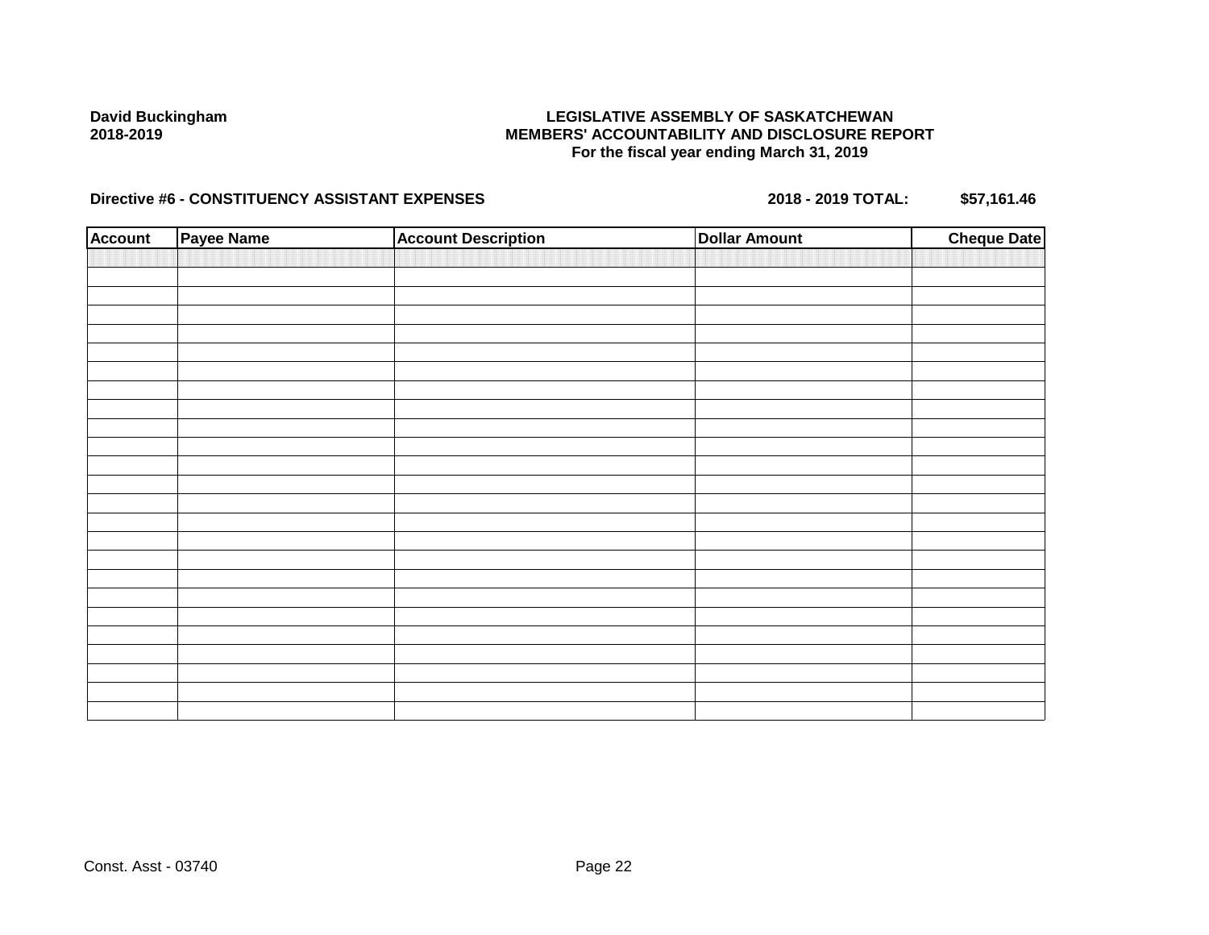**David Buckingham**
**2018-2019**

**LEGISLATIVE ASSEMBLY OF SASKATCHEWAN**
**MEMBERS' ACCOUNTABILITY AND DISCLOSURE REPORT**
**For the fiscal year ending March 31, 2019**

**Directive #6 - CONSTITUENCY ASSISTANT EXPENSES** **2018 - 2019 TOTAL: $57,161.46**

| Account | Payee Name | Account Description | Dollar Amount | Cheque Date |
|---|---|---|---|---|
| | | | | |

Const. Asst - 03740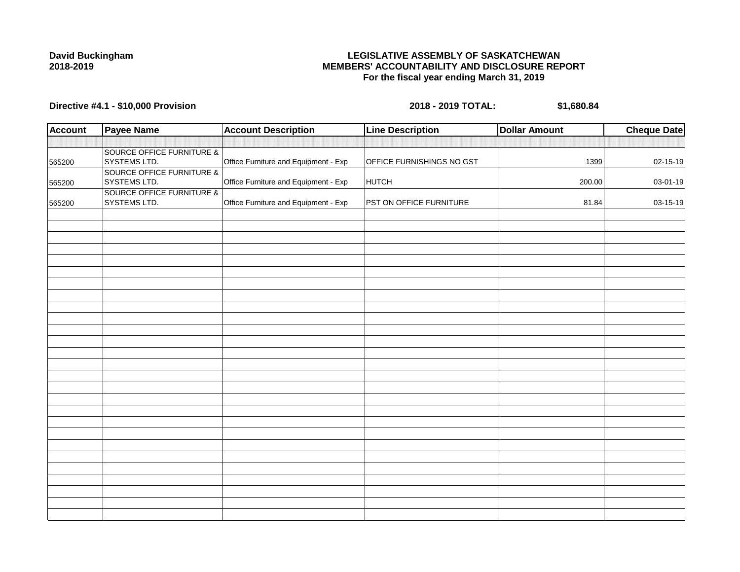**David Buckingham**
**2018-2019**

**LEGISLATIVE ASSEMBLY OF SASKATCHEWAN**
**MEMBERS' ACCOUNTABILITY AND DISCLOSURE REPORT**
**For the fiscal year ending March 31, 2019**

**Directive #4.1 - $10,000 Provision** **2018 - 2019 TOTAL:** **$1,680.84**

| Account | Payee Name | Account Description | Line Description | Dollar Amount | Cheque Date |
|---|---|---|---|---|---|
| 565200 | SOURCE OFFICE FURNITURE & SYSTEMS LTD. | Office Furniture and Equipment - Exp | OFFICE FURNISHINGS NO GST | 1399 | 02-15-19 |
| 565200 | SOURCE OFFICE FURNITURE & SYSTEMS LTD. | Office Furniture and Equipment - Exp | HUTCH | 200.00 | 03-01-19 |
| 565200 | SOURCE OFFICE FURNITURE & SYSTEMS LTD. | Office Furniture and Equipment - Exp | PST ON OFFICE FURNITURE | 81.84 | 03-15-19 |